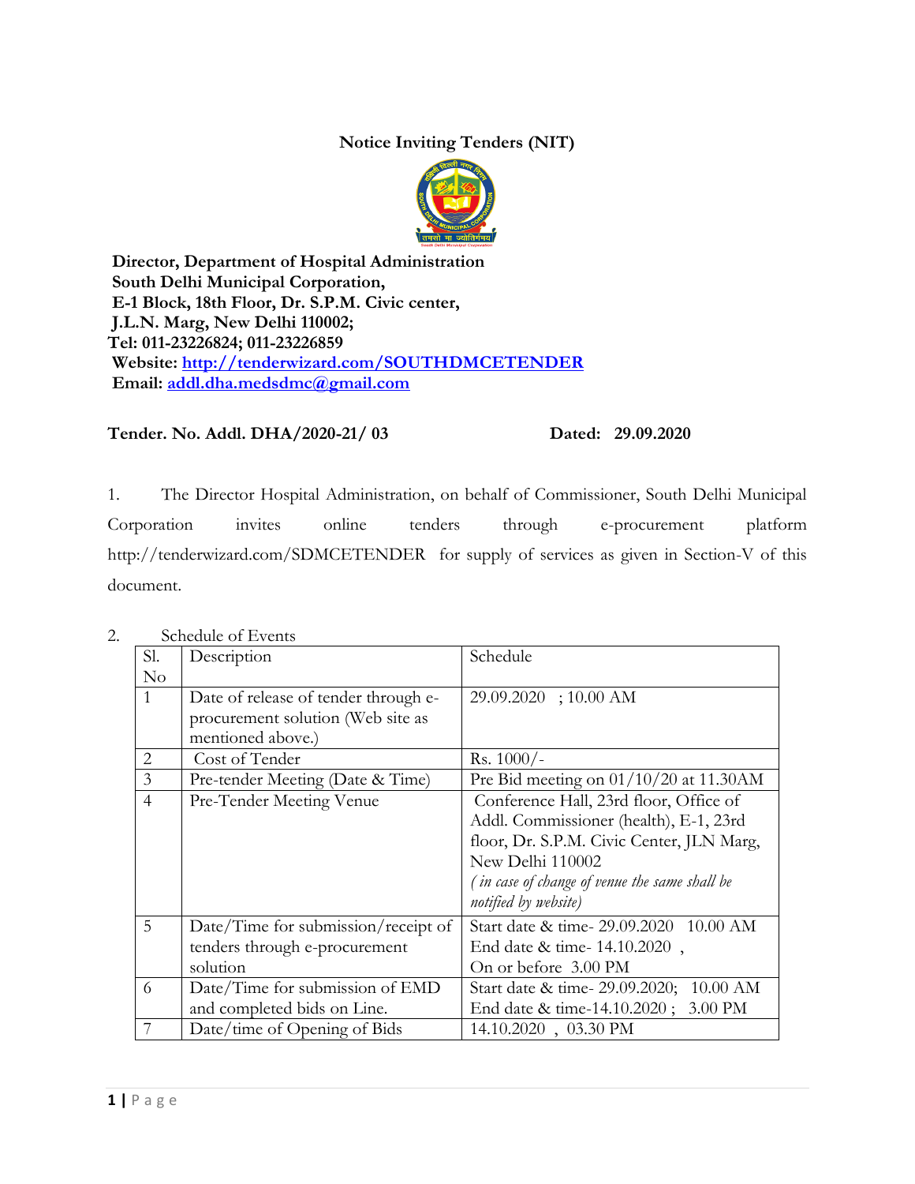# Notice Inviting Tenders (NIT)

**Director, Department of Hospital Administration**
**South Delhi Municipal Corporation,**
**E-1 Block, 18th Floor, Dr. S.P.M. Civic center,**
**J.L.N. Marg, New Delhi 110002;**
**Tel: 011-23226824; 011-23226859**
**Website: [http://tenderwizard.com/SOUTHDMCETENDER](http://tenderwizard.com/SOUTHDMCETENDER)**
**Email: [addl.dha.medsdmc@gmail.com](mailto:addl.dha.medsdmc@gmail.com)**

**Tender. No. Addl. DHA/2020-21/ 03** **Dated: 29.09.2020**

1. The Director Hospital Administration, on behalf of Commissioner, South Delhi Municipal Corporation invites online tenders through e-procurement platform http://tenderwizard.com/SDMCETENDER for supply of services as given in Section-V of this document.

2. Schedule of Events

| Sl. No | Description | Schedule |
|---|---|---|
| 1 | Date of release of tender through e-procurement solution (Web site as mentioned above.) | 29.09.2020 ; 10.00 AM |
| 2 | Cost of Tender | Rs. 1000/- |
| 3 | Pre-tender Meeting (Date & Time) | Pre Bid meeting on 01/10/20 at 11.30AM |
| 4 | Pre-Tender Meeting Venue | Conference Hall, 23rd floor, Office of Addl. Commissioner (health), E-1, 23rd floor, Dr. S.P.M. Civic Center, JLN Marg, New Delhi 110002 *( in case of change of venue the same shall be notified by website)* |
| 5 | Date/Time for submission/receipt of tenders through e-procurement solution | Start date & time- 29.09.2020 10.00 AM End date & time- 14.10.2020 , On or before 3.00 PM |
| 6 | Date/Time for submission of EMD and completed bids on Line. | Start date & time- 29.09.2020; 10.00 AM End date & time-14.10.2020 ; 3.00 PM |
| 7 | Date/time of Opening of Bids | 14.10.2020 , 03.30 PM |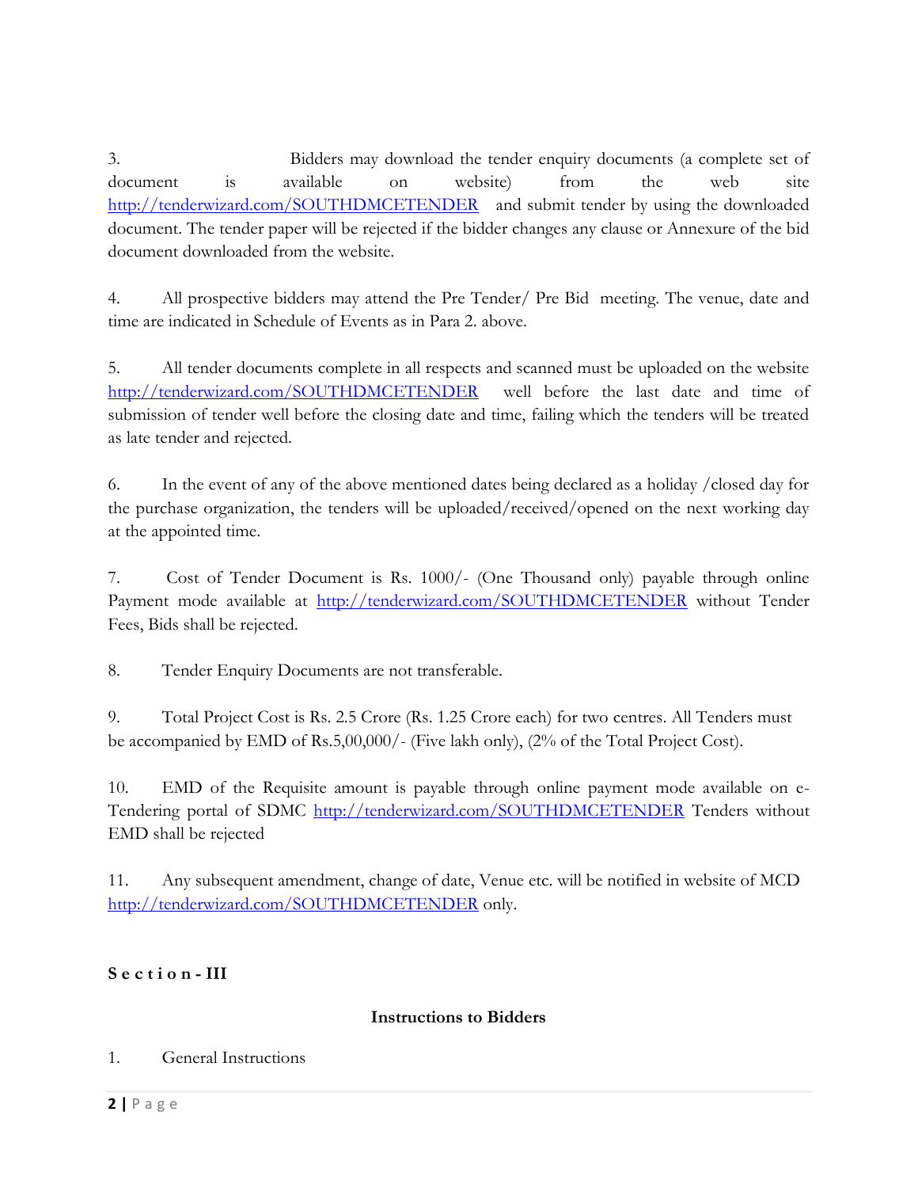3. Bidders may download the tender enquiry documents (a complete set of document is available on website) from the web site http://tenderwizard.com/SOUTHDMCETENDER and submit tender by using the downloaded document. The tender paper will be rejected if the bidder changes any clause or Annexure of the bid document downloaded from the website.

4. All prospective bidders may attend the Pre Tender/ Pre Bid meeting. The venue, date and time are indicated in Schedule of Events as in Para 2. above.

5. All tender documents complete in all respects and scanned must be uploaded on the website http://tenderwizard.com/SOUTHDMCETENDER well before the last date and time of submission of tender well before the closing date and time, failing which the tenders will be treated as late tender and rejected.

6. In the event of any of the above mentioned dates being declared as a holiday /closed day for the purchase organization, the tenders will be uploaded/received/opened on the next working day at the appointed time.

7. Cost of Tender Document is Rs. 1000/- (One Thousand only) payable through online Payment mode available at http://tenderwizard.com/SOUTHDMCETENDER without Tender Fees, Bids shall be rejected.

8. Tender Enquiry Documents are not transferable.

9. Total Project Cost is Rs. 2.5 Crore (Rs. 1.25 Crore each) for two centres. All Tenders must be accompanied by EMD of Rs.5,00,000/- (Five lakh only), (2% of the Total Project Cost).

10. EMD of the Requisite amount is payable through online payment mode available on e-Tendering portal of SDMC http://tenderwizard.com/SOUTHDMCETENDER Tenders without EMD shall be rejected

11. Any subsequent amendment, change of date, Venue etc. will be notified in website of MCD http://tenderwizard.com/SOUTHDMCETENDER only.

## S e c t i o n - III

### Instructions to Bidders

1. General Instructions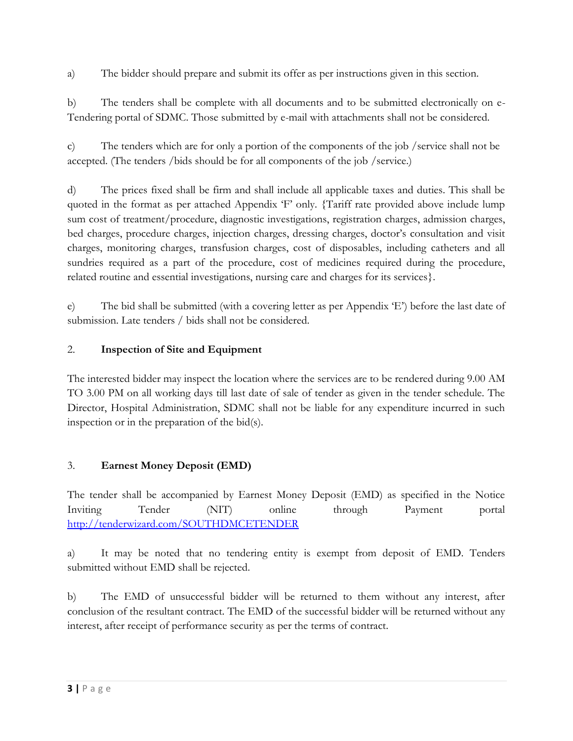a) The bidder should prepare and submit its offer as per instructions given in this section.

b) The tenders shall be complete with all documents and to be submitted electronically on e-Tendering portal of SDMC. Those submitted by e-mail with attachments shall not be considered.

c) The tenders which are for only a portion of the components of the job /service shall not be accepted. (The tenders /bids should be for all components of the job /service.)

d) The prices fixed shall be firm and shall include all applicable taxes and duties. This shall be quoted in the format as per attached Appendix 'F' only. {Tariff rate provided above include lump sum cost of treatment/procedure, diagnostic investigations, registration charges, admission charges, bed charges, procedure charges, injection charges, dressing charges, doctor's consultation and visit charges, monitoring charges, transfusion charges, cost of disposables, including catheters and all sundries required as a part of the procedure, cost of medicines required during the procedure, related routine and essential investigations, nursing care and charges for its services}.

e) The bid shall be submitted (with a covering letter as per Appendix 'E') before the last date of submission. Late tenders / bids shall not be considered.

## 2. Inspection of Site and Equipment

The interested bidder may inspect the location where the services are to be rendered during 9.00 AM TO 3.00 PM on all working days till last date of sale of tender as given in the tender schedule. The Director, Hospital Administration, SDMC shall not be liable for any expenditure incurred in such inspection or in the preparation of the bid(s).

## 3. Earnest Money Deposit (EMD)

The tender shall be accompanied by Earnest Money Deposit (EMD) as specified in the Notice Inviting Tender (NIT) online through Payment portal http://tenderwizard.com/SOUTHDMCETENDER

a) It may be noted that no tendering entity is exempt from deposit of EMD. Tenders submitted without EMD shall be rejected.

b) The EMD of unsuccessful bidder will be returned to them without any interest, after conclusion of the resultant contract. The EMD of the successful bidder will be returned without any interest, after receipt of performance security as per the terms of contract.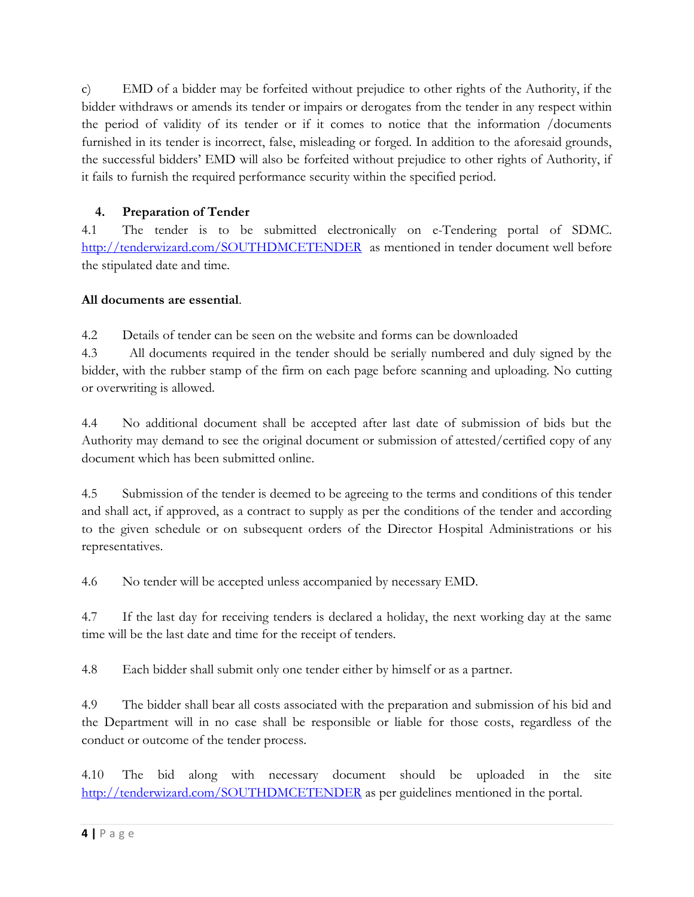c) EMD of a bidder may be forfeited without prejudice to other rights of the Authority, if the bidder withdraws or amends its tender or impairs or derogates from the tender in any respect within the period of validity of its tender or if it comes to notice that the information /documents furnished in its tender is incorrect, false, misleading or forged. In addition to the aforesaid grounds, the successful bidders' EMD will also be forfeited without prejudice to other rights of Authority, if it fails to furnish the required performance security within the specified period.

## 4. Preparation of Tender

4.1 The tender is to be submitted electronically on e-Tendering portal of SDMC. [http://tenderwizard.com/SOUTHDMCETENDER](http://tenderwizard.com/SOUTHDMCETENDER) as mentioned in tender document well before the stipulated date and time.

**All documents are essential**.

4.2 Details of tender can be seen on the website and forms can be downloaded

4.3 All documents required in the tender should be serially numbered and duly signed by the bidder, with the rubber stamp of the firm on each page before scanning and uploading. No cutting or overwriting is allowed.

4.4 No additional document shall be accepted after last date of submission of bids but the Authority may demand to see the original document or submission of attested/certified copy of any document which has been submitted online.

4.5 Submission of the tender is deemed to be agreeing to the terms and conditions of this tender and shall act, if approved, as a contract to supply as per the conditions of the tender and according to the given schedule or on subsequent orders of the Director Hospital Administrations or his representatives.

4.6 No tender will be accepted unless accompanied by necessary EMD.

4.7 If the last day for receiving tenders is declared a holiday, the next working day at the same time will be the last date and time for the receipt of tenders.

4.8 Each bidder shall submit only one tender either by himself or as a partner.

4.9 The bidder shall bear all costs associated with the preparation and submission of his bid and the Department will in no case shall be responsible or liable for those costs, regardless of the conduct or outcome of the tender process.

4.10 The bid along with necessary document should be uploaded in the site [http://tenderwizard.com/SOUTHDMCETENDER](http://tenderwizard.com/SOUTHDMCETENDER) as per guidelines mentioned in the portal.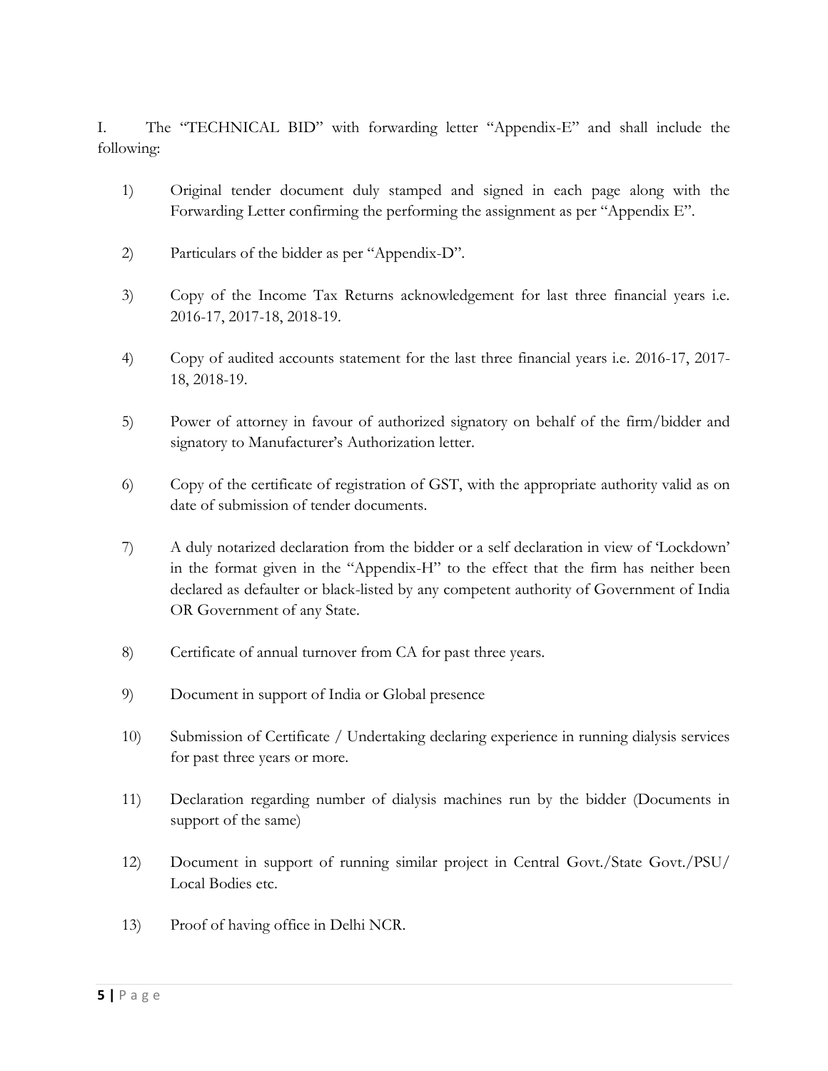I. The "TECHNICAL BID" with forwarding letter "Appendix-E" and shall include the following:

1) Original tender document duly stamped and signed in each page along with the Forwarding Letter confirming the performing the assignment as per "Appendix E".

2) Particulars of the bidder as per "Appendix-D".

3) Copy of the Income Tax Returns acknowledgement for last three financial years i.e. 2016-17, 2017-18, 2018-19.

4) Copy of audited accounts statement for the last three financial years i.e. 2016-17, 2017-18, 2018-19.

5) Power of attorney in favour of authorized signatory on behalf of the firm/bidder and signatory to Manufacturer's Authorization letter.

6) Copy of the certificate of registration of GST, with the appropriate authority valid as on date of submission of tender documents.

7) A duly notarized declaration from the bidder or a self declaration in view of 'Lockdown' in the format given in the "Appendix-H" to the effect that the firm has neither been declared as defaulter or black-listed by any competent authority of Government of India OR Government of any State.

8) Certificate of annual turnover from CA for past three years.

9) Document in support of India or Global presence

10) Submission of Certificate / Undertaking declaring experience in running dialysis services for past three years or more.

11) Declaration regarding number of dialysis machines run by the bidder (Documents in support of the same)

12) Document in support of running similar project in Central Govt./State Govt./PSU/ Local Bodies etc.

13) Proof of having office in Delhi NCR.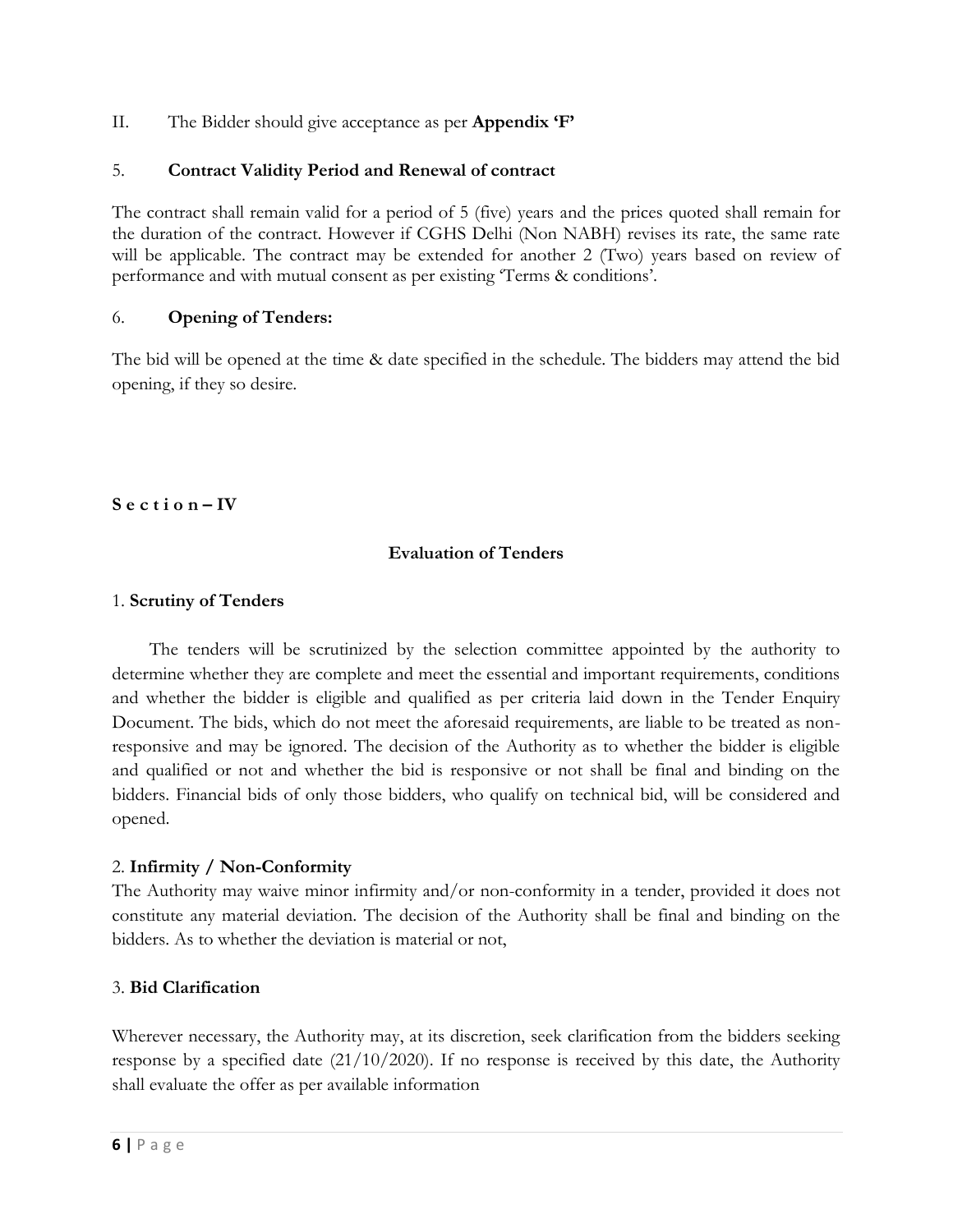II. The Bidder should give acceptance as per **Appendix 'F'**

5. **Contract Validity Period and Renewal of contract**

The contract shall remain valid for a period of 5 (five) years and the prices quoted shall remain for the duration of the contract. However if CGHS Delhi (Non NABH) revises its rate, the same rate will be applicable. The contract may be extended for another 2 (Two) years based on review of performance and with mutual consent as per existing 'Terms & conditions'.

6. **Opening of Tenders:**

The bid will be opened at the time & date specified in the schedule. The bidders may attend the bid opening, if they so desire.

**S e c t i o n – IV**

## Evaluation of Tenders

1. **Scrutiny of Tenders**

The tenders will be scrutinized by the selection committee appointed by the authority to determine whether they are complete and meet the essential and important requirements, conditions and whether the bidder is eligible and qualified as per criteria laid down in the Tender Enquiry Document. The bids, which do not meet the aforesaid requirements, are liable to be treated as non-responsive and may be ignored. The decision of the Authority as to whether the bidder is eligible and qualified or not and whether the bid is responsive or not shall be final and binding on the bidders. Financial bids of only those bidders, who qualify on technical bid, will be considered and opened.

2. **Infirmity / Non-Conformity**

The Authority may waive minor infirmity and/or non-conformity in a tender, provided it does not constitute any material deviation. The decision of the Authority shall be final and binding on the bidders. As to whether the deviation is material or not,

3. **Bid Clarification**

Wherever necessary, the Authority may, at its discretion, seek clarification from the bidders seeking response by a specified date (21/10/2020). If no response is received by this date, the Authority shall evaluate the offer as per available information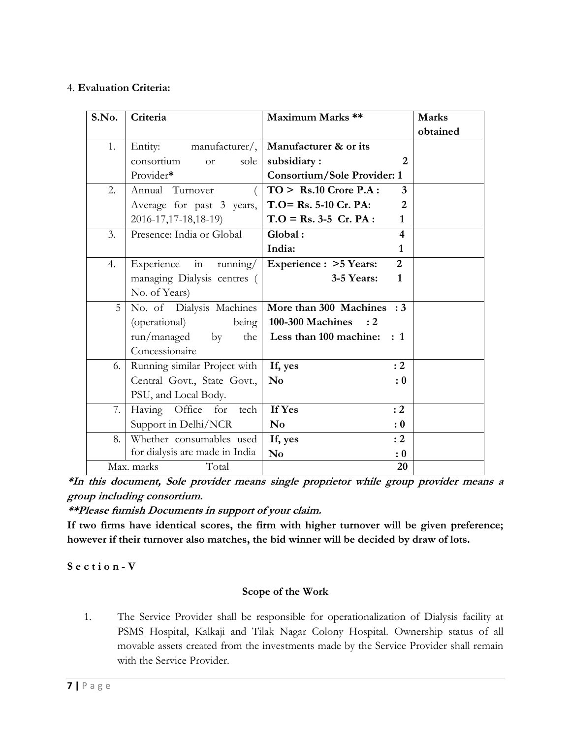4. **Evaluation Criteria:**

| S.No. | Criteria | Maximum Marks ** | Marks obtained |
|---|---|---|---|
| 1. | Entity: manufacturer/, consortium or sole Provider* | **Manufacturer & or its subsidiary : 2**<br>**Consortium/Sole Provider: 1** | |
| 2. | Annual Turnover ( Average for past 3 years, 2016-17,17-18,18-19) | **TO > Rs.10 Crore P.A : 3**<br>**T.O= Rs. 5-10 Cr. PA: 2**<br>**T.O = Rs. 3-5 Cr. PA : 1** | |
| 3. | Presence: India or Global | **Global : 4**<br>**India: 1** | |
| 4. | Experience in running/ managing Dialysis centres ( No. of Years) | **Experience : >5 Years: 2**<br>**3-5 Years: 1** | |
| 5 | No. of Dialysis Machines (operational) being run/managed by the Concessionaire | **More than 300 Machines : 3**<br>**100-300 Machines : 2**<br>**Less than 100 machine: : 1** | |
| 6. | Running similar Project with Central Govt., State Govt., PSU, and Local Body. | **If, yes : 2**<br>**No : 0** | |
| 7. | Having Office for tech Support in Delhi/NCR | **If Yes : 2**<br>**No : 0** | |
| 8. | Whether consumables used for dialysis are made in India | **If, yes : 2**<br>**No : 0** | |
| Max. marks | Total | **20** | |

***In this document, Sole provider means single proprietor while group provider means a group including consortium.***

***\*\*Please furnish Documents in support of your claim.***

**If two firms have identical scores, the firm with higher turnover will be given preference; however if their turnover also matches, the bid winner will be decided by draw of lots.**

**S e c t i o n - V**

**Scope of the Work**

1. The Service Provider shall be responsible for operationalization of Dialysis facility at PSMS Hospital, Kalkaji and Tilak Nagar Colony Hospital. Ownership status of all movable assets created from the investments made by the Service Provider shall remain with the Service Provider.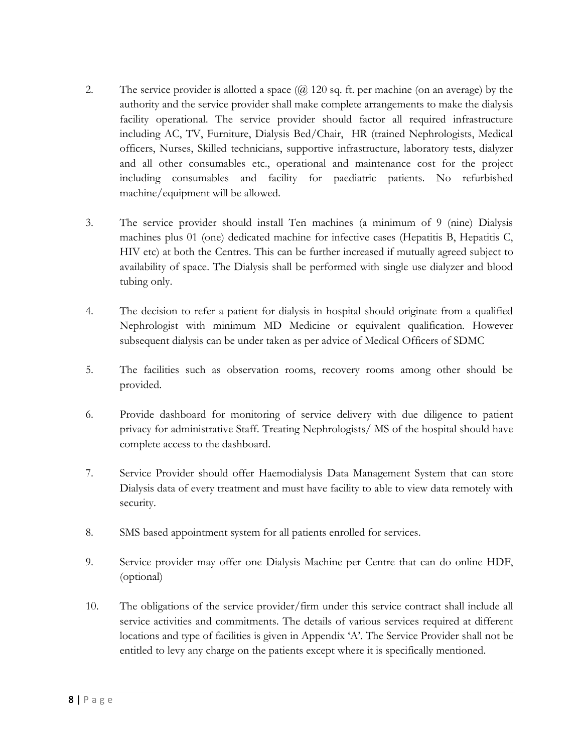2. The service provider is allotted a space (@ 120 sq. ft. per machine (on an average) by the authority and the service provider shall make complete arrangements to make the dialysis facility operational. The service provider should factor all required infrastructure including AC, TV, Furniture, Dialysis Bed/Chair, HR (trained Nephrologists, Medical officers, Nurses, Skilled technicians, supportive infrastructure, laboratory tests, dialyzer and all other consumables etc., operational and maintenance cost for the project including consumables and facility for paediatric patients. No refurbished machine/equipment will be allowed.

3. The service provider should install Ten machines (a minimum of 9 (nine) Dialysis machines plus 01 (one) dedicated machine for infective cases (Hepatitis B, Hepatitis C, HIV etc) at both the Centres. This can be further increased if mutually agreed subject to availability of space. The Dialysis shall be performed with single use dialyzer and blood tubing only.

4. The decision to refer a patient for dialysis in hospital should originate from a qualified Nephrologist with minimum MD Medicine or equivalent qualification. However subsequent dialysis can be under taken as per advice of Medical Officers of SDMC

5. The facilities such as observation rooms, recovery rooms among other should be provided.

6. Provide dashboard for monitoring of service delivery with due diligence to patient privacy for administrative Staff. Treating Nephrologists/ MS of the hospital should have complete access to the dashboard.

7. Service Provider should offer Haemodialysis Data Management System that can store Dialysis data of every treatment and must have facility to able to view data remotely with security.

8. SMS based appointment system for all patients enrolled for services.

9. Service provider may offer one Dialysis Machine per Centre that can do online HDF, (optional)

10. The obligations of the service provider/firm under this service contract shall include all service activities and commitments. The details of various services required at different locations and type of facilities is given in Appendix 'A'. The Service Provider shall not be entitled to levy any charge on the patients except where it is specifically mentioned.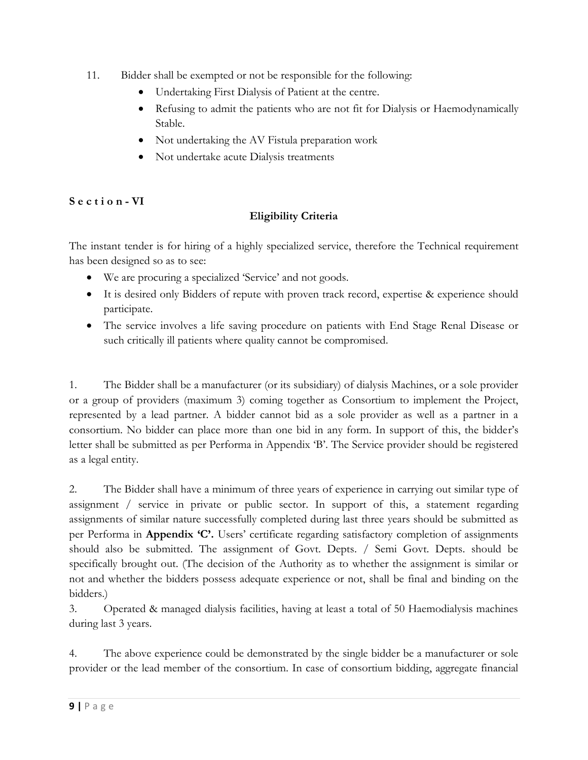11. Bidder shall be exempted or not be responsible for the following:
    - Undertaking First Dialysis of Patient at the centre.
    - Refusing to admit the patients who are not fit for Dialysis or Haemodynamically Stable.
    - Not undertaking the AV Fistula preparation work
    - Not undertake acute Dialysis treatments

**S e c t i o n - VI**

## Eligibility Criteria

The instant tender is for hiring of a highly specialized service, therefore the Technical requirement has been designed so as to see:

- We are procuring a specialized 'Service' and not goods.
- It is desired only Bidders of repute with proven track record, expertise & experience should participate.
- The service involves a life saving procedure on patients with End Stage Renal Disease or such critically ill patients where quality cannot be compromised.

1. The Bidder shall be a manufacturer (or its subsidiary) of dialysis Machines, or a sole provider or a group of providers (maximum 3) coming together as Consortium to implement the Project, represented by a lead partner. A bidder cannot bid as a sole provider as well as a partner in a consortium. No bidder can place more than one bid in any form. In support of this, the bidder's letter shall be submitted as per Performa in Appendix 'B'. The Service provider should be registered as a legal entity.

2. The Bidder shall have a minimum of three years of experience in carrying out similar type of assignment / service in private or public sector. In support of this, a statement regarding assignments of similar nature successfully completed during last three years should be submitted as per Performa in **Appendix 'C'.** Users' certificate regarding satisfactory completion of assignments should also be submitted. The assignment of Govt. Depts. / Semi Govt. Depts. should be specifically brought out. (The decision of the Authority as to whether the assignment is similar or not and whether the bidders possess adequate experience or not, shall be final and binding on the bidders.)

3. Operated & managed dialysis facilities, having at least a total of 50 Haemodialysis machines during last 3 years.

4. The above experience could be demonstrated by the single bidder be a manufacturer or sole provider or the lead member of the consortium. In case of consortium bidding, aggregate financial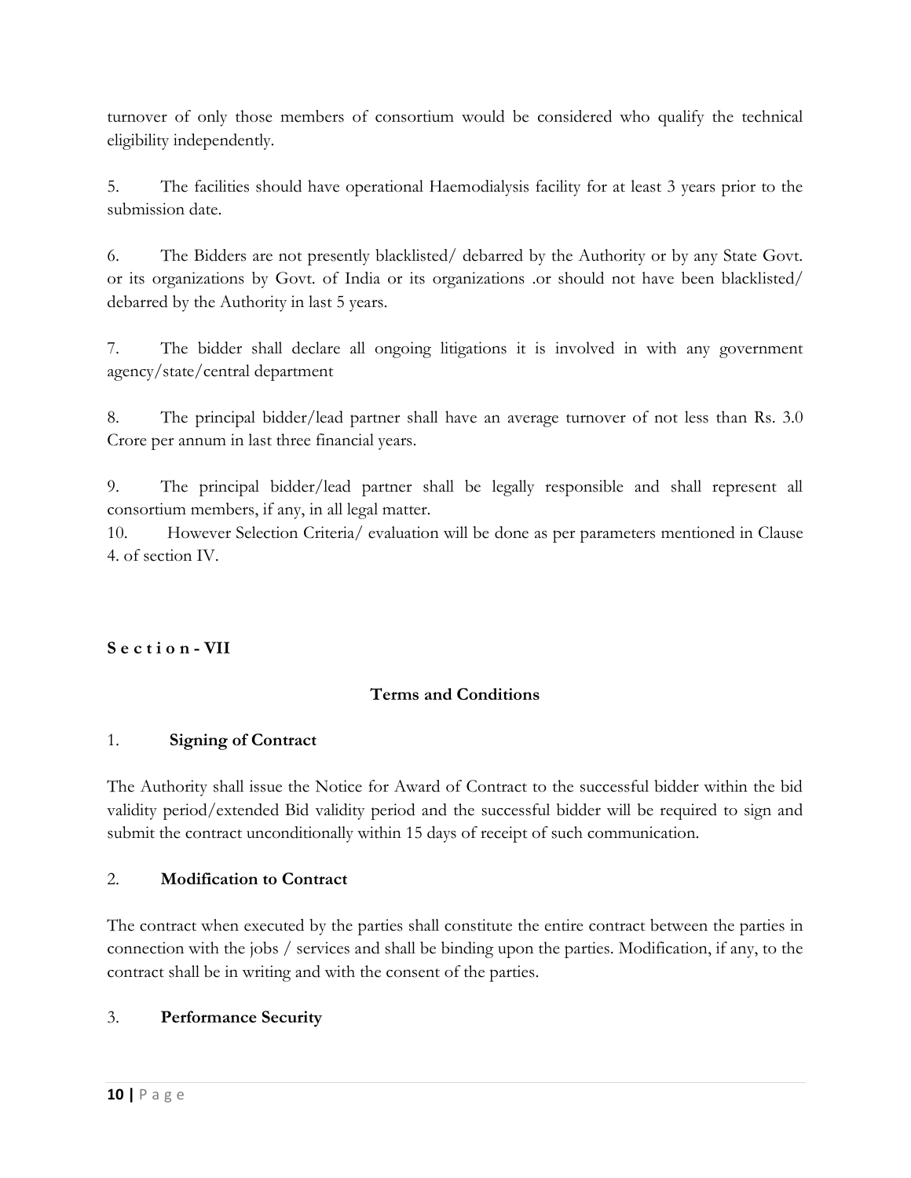turnover of only those members of consortium would be considered who qualify the technical eligibility independently.

5. The facilities should have operational Haemodialysis facility for at least 3 years prior to the submission date.

6. The Bidders are not presently blacklisted/ debarred by the Authority or by any State Govt. or its organizations by Govt. of India or its organizations .or should not have been blacklisted/ debarred by the Authority in last 5 years.

7. The bidder shall declare all ongoing litigations it is involved in with any government agency/state/central department

8. The principal bidder/lead partner shall have an average turnover of not less than Rs. 3.0 Crore per annum in last three financial years.

9. The principal bidder/lead partner shall be legally responsible and shall represent all consortium members, if any, in all legal matter.

10. However Selection Criteria/ evaluation will be done as per parameters mentioned in Clause 4. of section IV.

## S e c t i o n - VII

### Terms and Conditions

1. **Signing of Contract**

The Authority shall issue the Notice for Award of Contract to the successful bidder within the bid validity period/extended Bid validity period and the successful bidder will be required to sign and submit the contract unconditionally within 15 days of receipt of such communication.

2. **Modification to Contract**

The contract when executed by the parties shall constitute the entire contract between the parties in connection with the jobs / services and shall be binding upon the parties. Modification, if any, to the contract shall be in writing and with the consent of the parties.

3. **Performance Security**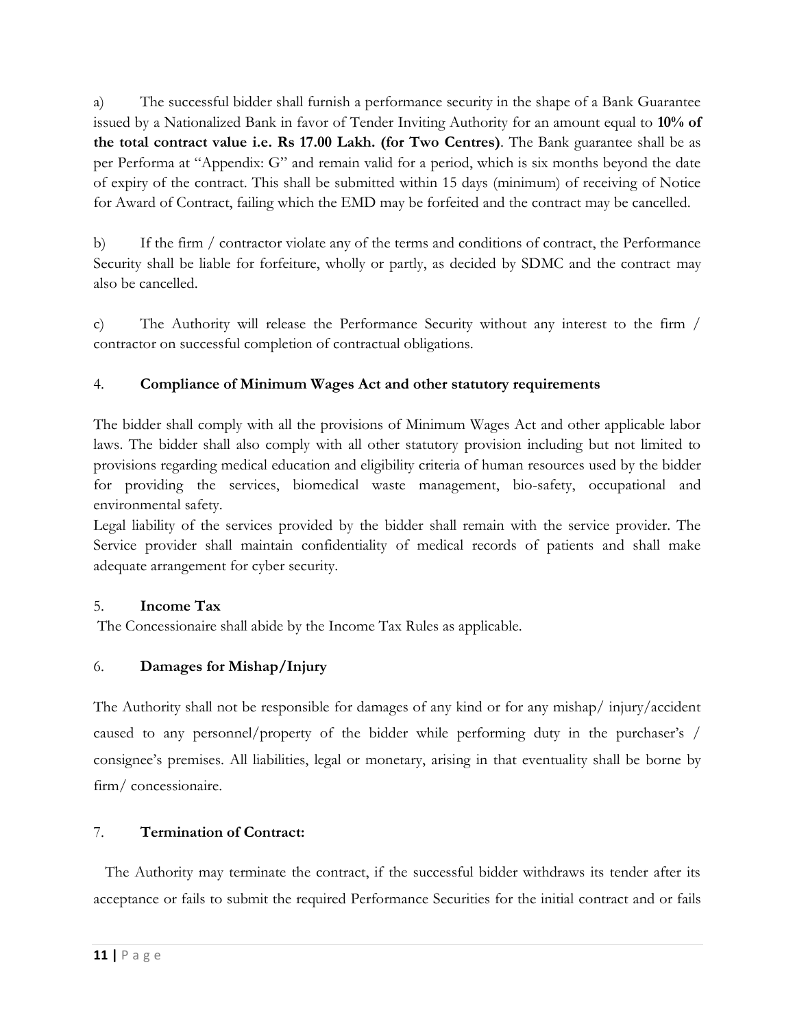a) The successful bidder shall furnish a performance security in the shape of a Bank Guarantee issued by a Nationalized Bank in favor of Tender Inviting Authority for an amount equal to **10% of the total contract value i.e. Rs 17.00 Lakh. (for Two Centres)**. The Bank guarantee shall be as per Performa at "Appendix: G" and remain valid for a period, which is six months beyond the date of expiry of the contract. This shall be submitted within 15 days (minimum) of receiving of Notice for Award of Contract, failing which the EMD may be forfeited and the contract may be cancelled.

b) If the firm / contractor violate any of the terms and conditions of contract, the Performance Security shall be liable for forfeiture, wholly or partly, as decided by SDMC and the contract may also be cancelled.

c) The Authority will release the Performance Security without any interest to the firm / contractor on successful completion of contractual obligations.

4. **Compliance of Minimum Wages Act and other statutory requirements**

The bidder shall comply with all the provisions of Minimum Wages Act and other applicable labor laws. The bidder shall also comply with all other statutory provision including but not limited to provisions regarding medical education and eligibility criteria of human resources used by the bidder for providing the services, biomedical waste management, bio-safety, occupational and environmental safety.

Legal liability of the services provided by the bidder shall remain with the service provider. The Service provider shall maintain confidentiality of medical records of patients and shall make adequate arrangement for cyber security.

5. **Income Tax**

The Concessionaire shall abide by the Income Tax Rules as applicable.

6. **Damages for Mishap/Injury**

The Authority shall not be responsible for damages of any kind or for any mishap/ injury/accident caused to any personnel/property of the bidder while performing duty in the purchaser's / consignee's premises. All liabilities, legal or monetary, arising in that eventuality shall be borne by firm/ concessionaire.

7. **Termination of Contract:**

The Authority may terminate the contract, if the successful bidder withdraws its tender after its acceptance or fails to submit the required Performance Securities for the initial contract and or fails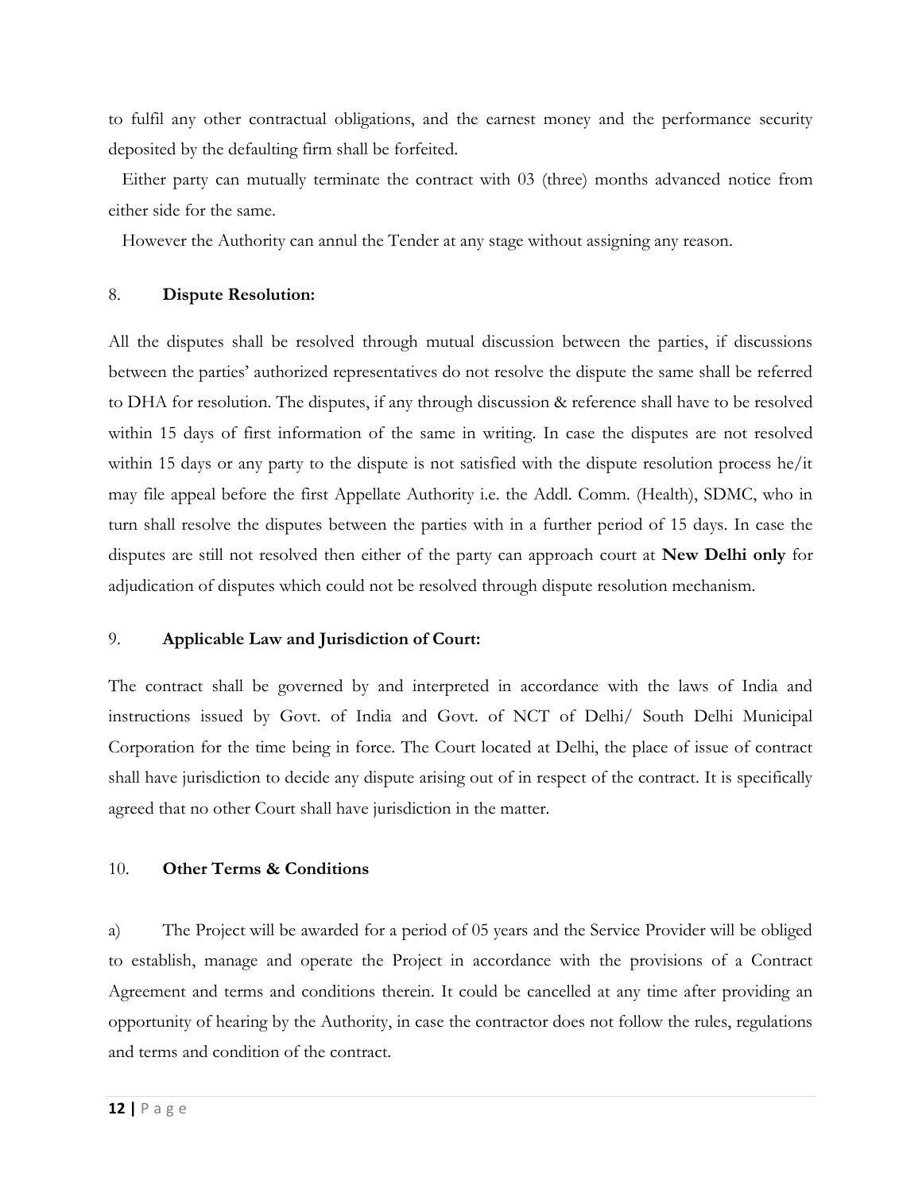to fulfil any other contractual obligations, and the earnest money and the performance security deposited by the defaulting firm shall be forfeited.

Either party can mutually terminate the contract with 03 (three) months advanced notice from either side for the same.

However the Authority can annul the Tender at any stage without assigning any reason.

8. **Dispute Resolution:**

All the disputes shall be resolved through mutual discussion between the parties, if discussions between the parties' authorized representatives do not resolve the dispute the same shall be referred to DHA for resolution. The disputes, if any through discussion & reference shall have to be resolved within 15 days of first information of the same in writing. In case the disputes are not resolved within 15 days or any party to the dispute is not satisfied with the dispute resolution process he/it may file appeal before the first Appellate Authority i.e. the Addl. Comm. (Health), SDMC, who in turn shall resolve the disputes between the parties with in a further period of 15 days. In case the disputes are still not resolved then either of the party can approach court at **New Delhi only** for adjudication of disputes which could not be resolved through dispute resolution mechanism.

9. **Applicable Law and Jurisdiction of Court:**

The contract shall be governed by and interpreted in accordance with the laws of India and instructions issued by Govt. of India and Govt. of NCT of Delhi/ South Delhi Municipal Corporation for the time being in force. The Court located at Delhi, the place of issue of contract shall have jurisdiction to decide any dispute arising out of in respect of the contract. It is specifically agreed that no other Court shall have jurisdiction in the matter.

10. **Other Terms & Conditions**

a) The Project will be awarded for a period of 05 years and the Service Provider will be obliged to establish, manage and operate the Project in accordance with the provisions of a Contract Agreement and terms and conditions therein. It could be cancelled at any time after providing an opportunity of hearing by the Authority, in case the contractor does not follow the rules, regulations and terms and condition of the contract.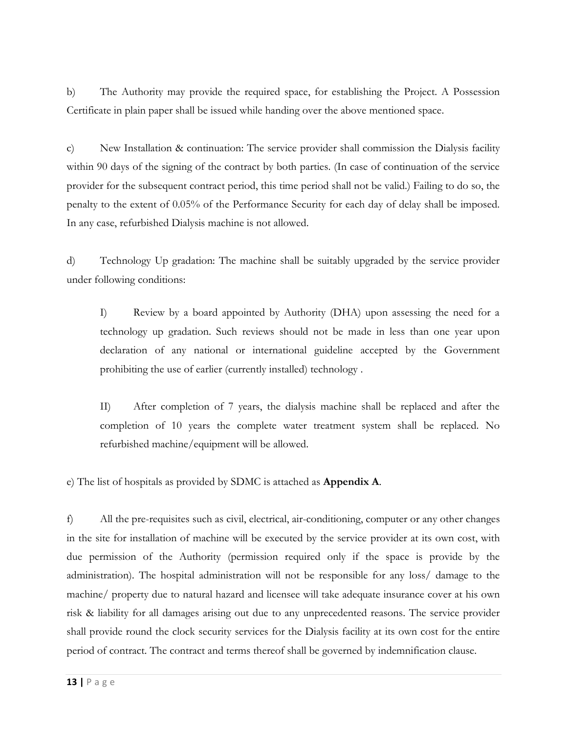b) The Authority may provide the required space, for establishing the Project. A Possession Certificate in plain paper shall be issued while handing over the above mentioned space.

c) New Installation & continuation: The service provider shall commission the Dialysis facility within 90 days of the signing of the contract by both parties. (In case of continuation of the service provider for the subsequent contract period, this time period shall not be valid.) Failing to do so, the penalty to the extent of 0.05% of the Performance Security for each day of delay shall be imposed. In any case, refurbished Dialysis machine is not allowed.

d) Technology Up gradation: The machine shall be suitably upgraded by the service provider under following conditions:

> I) Review by a board appointed by Authority (DHA) upon assessing the need for a technology up gradation. Such reviews should not be made in less than one year upon declaration of any national or international guideline accepted by the Government prohibiting the use of earlier (currently installed) technology .
>
> II) After completion of 7 years, the dialysis machine shall be replaced and after the completion of 10 years the complete water treatment system shall be replaced. No refurbished machine/equipment will be allowed.

e) The list of hospitals as provided by SDMC is attached as **Appendix A**.

f) All the pre-requisites such as civil, electrical, air-conditioning, computer or any other changes in the site for installation of machine will be executed by the service provider at its own cost, with due permission of the Authority (permission required only if the space is provide by the administration). The hospital administration will not be responsible for any loss/ damage to the machine/ property due to natural hazard and licensee will take adequate insurance cover at his own risk & liability for all damages arising out due to any unprecedented reasons. The service provider shall provide round the clock security services for the Dialysis facility at its own cost for the entire period of contract. The contract and terms thereof shall be governed by indemnification clause.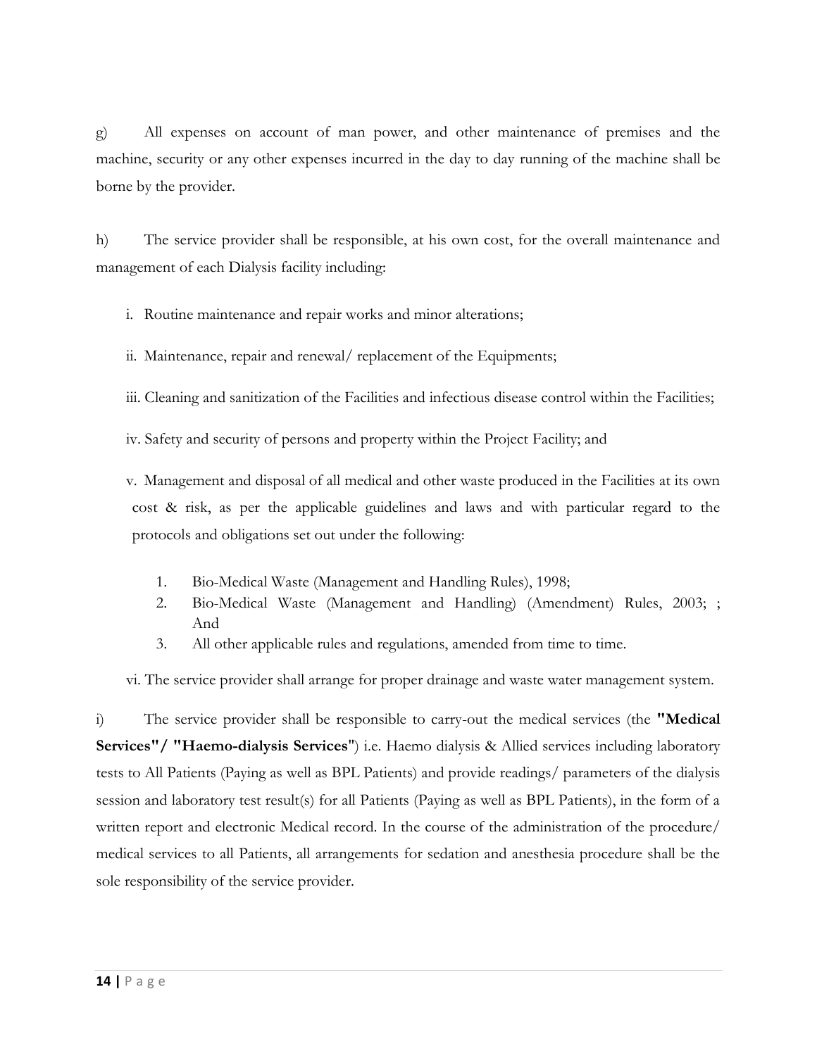g) All expenses on account of man power, and other maintenance of premises and the machine, security or any other expenses incurred in the day to day running of the machine shall be borne by the provider.

h) The service provider shall be responsible, at his own cost, for the overall maintenance and management of each Dialysis facility including:

i. Routine maintenance and repair works and minor alterations;

ii. Maintenance, repair and renewal/ replacement of the Equipments;

iii. Cleaning and sanitization of the Facilities and infectious disease control within the Facilities;

iv. Safety and security of persons and property within the Project Facility; and

v. Management and disposal of all medical and other waste produced in the Facilities at its own cost & risk, as per the applicable guidelines and laws and with particular regard to the protocols and obligations set out under the following:

1. Bio-Medical Waste (Management and Handling Rules), 1998;
2. Bio-Medical Waste (Management and Handling) (Amendment) Rules, 2003; ; And
3. All other applicable rules and regulations, amended from time to time.

vi. The service provider shall arrange for proper drainage and waste water management system.

i) The service provider shall be responsible to carry-out the medical services (the **"Medical Services"/ "Haemo-dialysis Services**") i.e. Haemo dialysis & Allied services including laboratory tests to All Patients (Paying as well as BPL Patients) and provide readings/ parameters of the dialysis session and laboratory test result(s) for all Patients (Paying as well as BPL Patients), in the form of a written report and electronic Medical record. In the course of the administration of the procedure/ medical services to all Patients, all arrangements for sedation and anesthesia procedure shall be the sole responsibility of the service provider.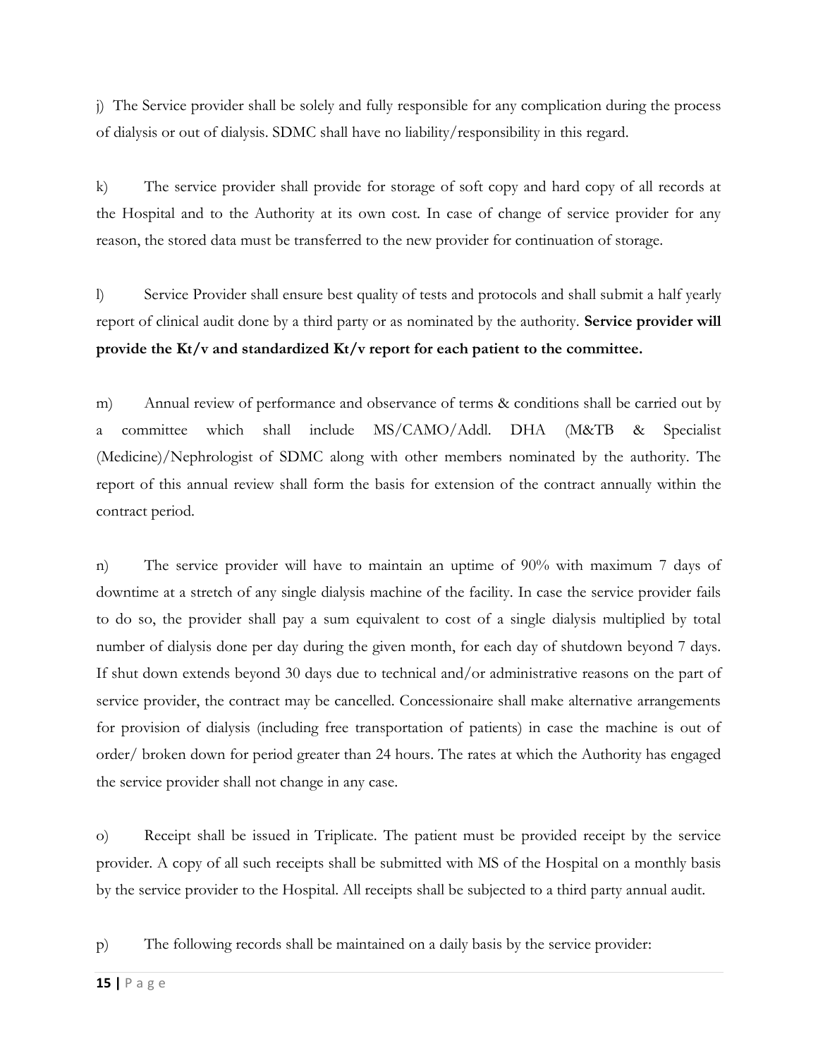j) The Service provider shall be solely and fully responsible for any complication during the process of dialysis or out of dialysis. SDMC shall have no liability/responsibility in this regard.

k) The service provider shall provide for storage of soft copy and hard copy of all records at the Hospital and to the Authority at its own cost. In case of change of service provider for any reason, the stored data must be transferred to the new provider for continuation of storage.

l) Service Provider shall ensure best quality of tests and protocols and shall submit a half yearly report of clinical audit done by a third party or as nominated by the authority. **Service provider will provide the Kt/v and standardized Kt/v report for each patient to the committee.**

m) Annual review of performance and observance of terms & conditions shall be carried out by a committee which shall include MS/CAMO/Addl. DHA (M&TB & Specialist (Medicine)/Nephrologist of SDMC along with other members nominated by the authority. The report of this annual review shall form the basis for extension of the contract annually within the contract period.

n) The service provider will have to maintain an uptime of 90% with maximum 7 days of downtime at a stretch of any single dialysis machine of the facility. In case the service provider fails to do so, the provider shall pay a sum equivalent to cost of a single dialysis multiplied by total number of dialysis done per day during the given month, for each day of shutdown beyond 7 days. If shut down extends beyond 30 days due to technical and/or administrative reasons on the part of service provider, the contract may be cancelled. Concessionaire shall make alternative arrangements for provision of dialysis (including free transportation of patients) in case the machine is out of order/ broken down for period greater than 24 hours. The rates at which the Authority has engaged the service provider shall not change in any case.

o) Receipt shall be issued in Triplicate. The patient must be provided receipt by the service provider. A copy of all such receipts shall be submitted with MS of the Hospital on a monthly basis by the service provider to the Hospital. All receipts shall be subjected to a third party annual audit.

p) The following records shall be maintained on a daily basis by the service provider: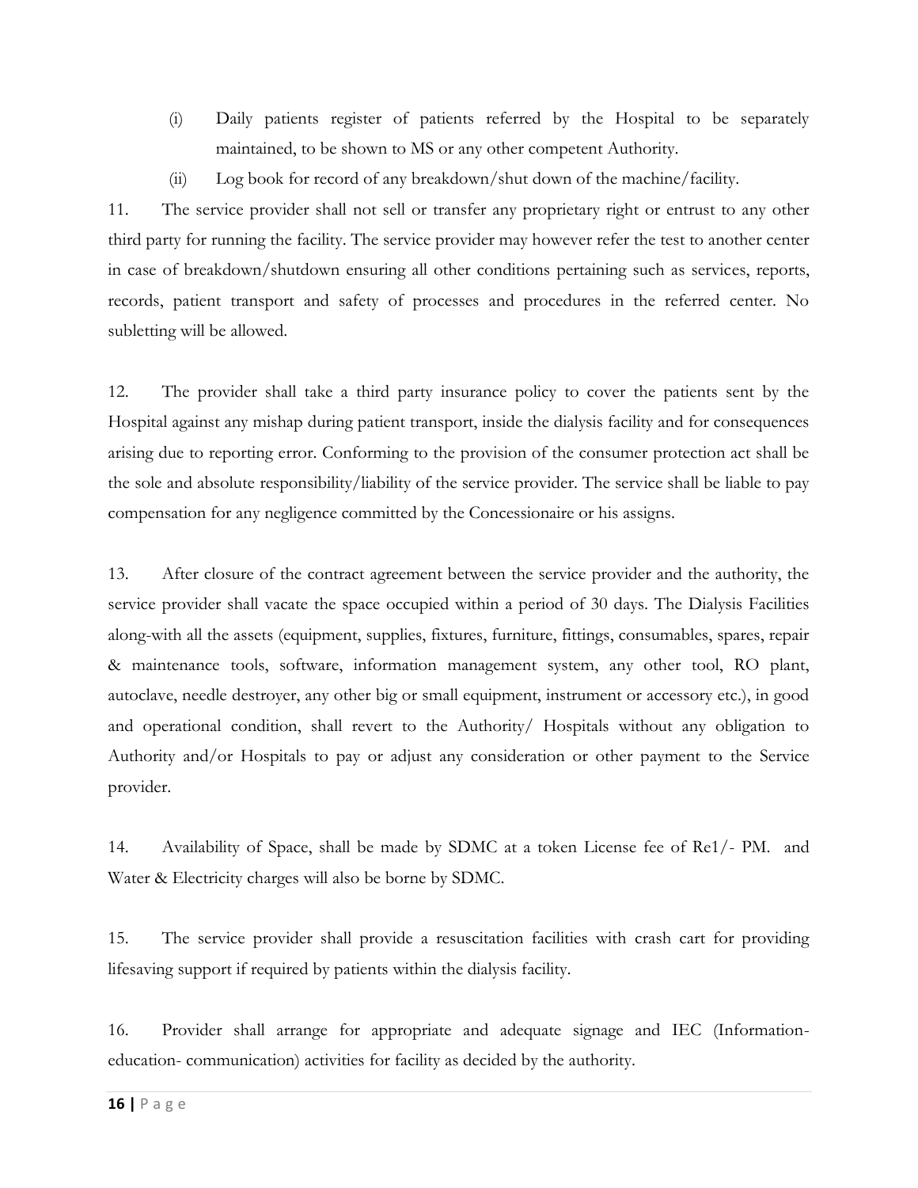(i) Daily patients register of patients referred by the Hospital to be separately maintained, to be shown to MS or any other competent Authority.

(ii) Log book for record of any breakdown/shut down of the machine/facility.

11. The service provider shall not sell or transfer any proprietary right or entrust to any other third party for running the facility. The service provider may however refer the test to another center in case of breakdown/shutdown ensuring all other conditions pertaining such as services, reports, records, patient transport and safety of processes and procedures in the referred center. No subletting will be allowed.

12. The provider shall take a third party insurance policy to cover the patients sent by the Hospital against any mishap during patient transport, inside the dialysis facility and for consequences arising due to reporting error. Conforming to the provision of the consumer protection act shall be the sole and absolute responsibility/liability of the service provider. The service shall be liable to pay compensation for any negligence committed by the Concessionaire or his assigns.

13. After closure of the contract agreement between the service provider and the authority, the service provider shall vacate the space occupied within a period of 30 days. The Dialysis Facilities along-with all the assets (equipment, supplies, fixtures, furniture, fittings, consumables, spares, repair & maintenance tools, software, information management system, any other tool, RO plant, autoclave, needle destroyer, any other big or small equipment, instrument or accessory etc.), in good and operational condition, shall revert to the Authority/ Hospitals without any obligation to Authority and/or Hospitals to pay or adjust any consideration or other payment to the Service provider.

14. Availability of Space, shall be made by SDMC at a token License fee of Re1/- PM. and Water & Electricity charges will also be borne by SDMC.

15. The service provider shall provide a resuscitation facilities with crash cart for providing lifesaving support if required by patients within the dialysis facility.

16. Provider shall arrange for appropriate and adequate signage and IEC (Information-education- communication) activities for facility as decided by the authority.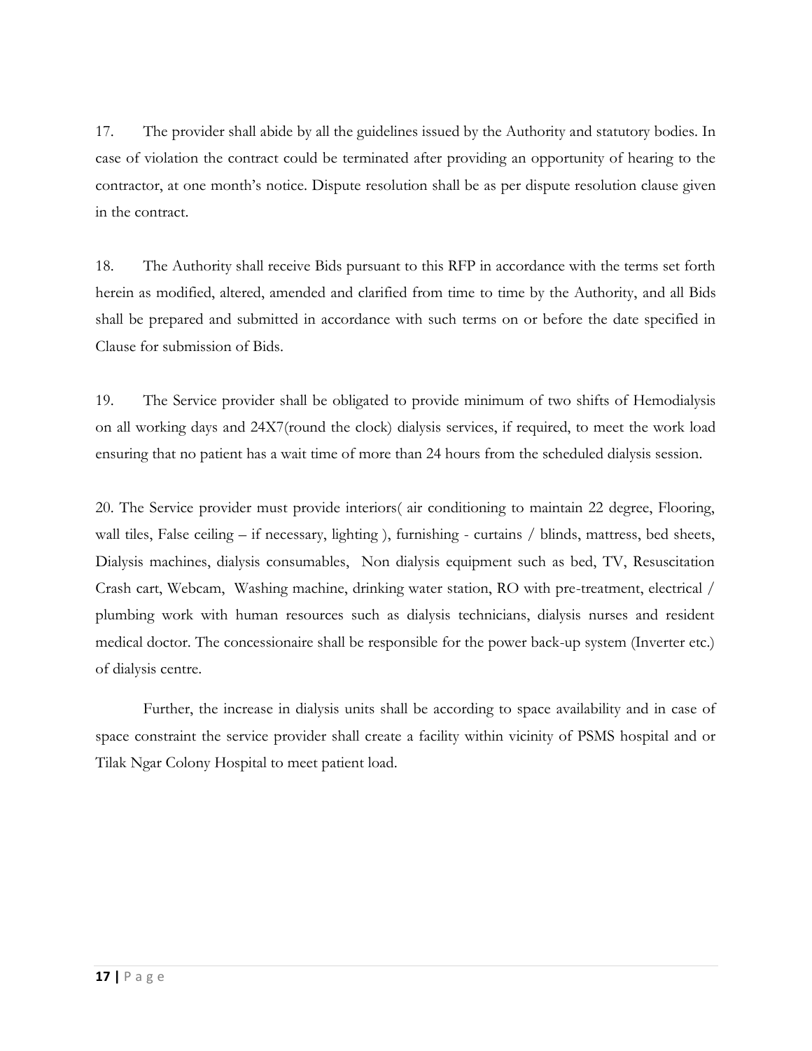17. The provider shall abide by all the guidelines issued by the Authority and statutory bodies. In case of violation the contract could be terminated after providing an opportunity of hearing to the contractor, at one month's notice. Dispute resolution shall be as per dispute resolution clause given in the contract.

18. The Authority shall receive Bids pursuant to this RFP in accordance with the terms set forth herein as modified, altered, amended and clarified from time to time by the Authority, and all Bids shall be prepared and submitted in accordance with such terms on or before the date specified in Clause for submission of Bids.

19. The Service provider shall be obligated to provide minimum of two shifts of Hemodialysis on all working days and 24X7(round the clock) dialysis services, if required, to meet the work load ensuring that no patient has a wait time of more than 24 hours from the scheduled dialysis session.

20. The Service provider must provide interiors( air conditioning to maintain 22 degree, Flooring, wall tiles, False ceiling – if necessary, lighting ), furnishing - curtains / blinds, mattress, bed sheets, Dialysis machines, dialysis consumables, Non dialysis equipment such as bed, TV, Resuscitation Crash cart, Webcam, Washing machine, drinking water station, RO with pre-treatment, electrical / plumbing work with human resources such as dialysis technicians, dialysis nurses and resident medical doctor. The concessionaire shall be responsible for the power back-up system (Inverter etc.) of dialysis centre.

Further, the increase in dialysis units shall be according to space availability and in case of space constraint the service provider shall create a facility within vicinity of PSMS hospital and or Tilak Ngar Colony Hospital to meet patient load.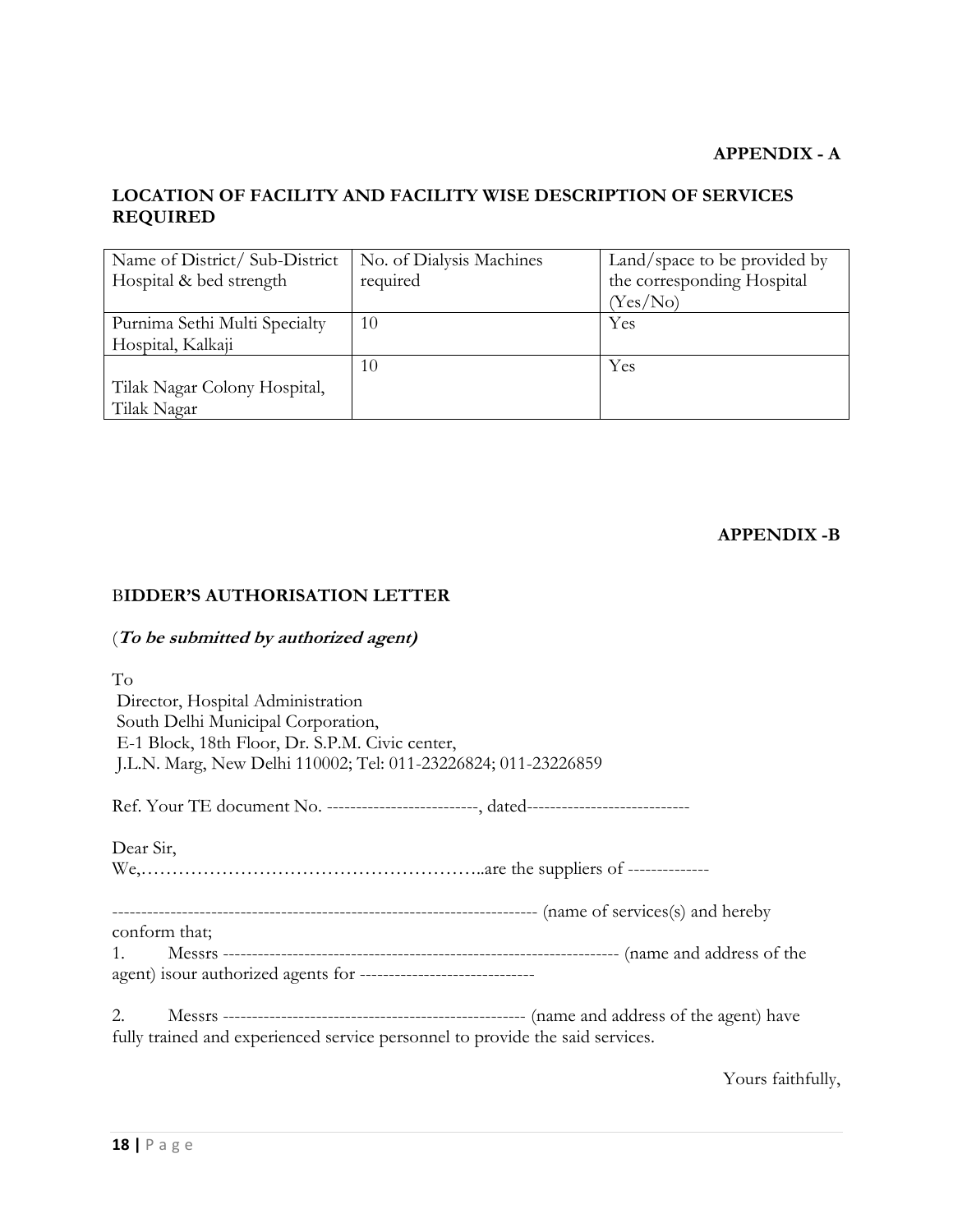**APPENDIX - A**

**LOCATION OF FACILITY AND FACILITY WISE DESCRIPTION OF SERVICES REQUIRED**

| Name of District/ Sub-District Hospital & bed strength | No. of Dialysis Machines required | Land/space to be provided by the corresponding Hospital (Yes/No) |
|---|---|---|
| Purnima Sethi Multi Specialty Hospital, Kalkaji | 10 | Yes |
| Tilak Nagar Colony Hospital, Tilak Nagar | 10 | Yes |

**APPENDIX -B**

**BIDDER'S AUTHORISATION LETTER**

(***To be submitted by authorized agent)***

To
Director, Hospital Administration
South Delhi Municipal Corporation,
E-1 Block, 18th Floor, Dr. S.P.M. Civic center,
J.L.N. Marg, New Delhi 110002; Tel: 011-23226824; 011-23226859

Ref. Your TE document No. -------------------------, dated---------------------------

Dear Sir,
We,………………………………………………..are the suppliers of --------------

------------------------------------------------------------------------ (name of services(s) and hereby conform that;

1. Messrs ------------------------------------------------------------------ (name and address of the agent) isour authorized agents for ------------------------------

2. Messrs ---------------------------------------------------- (name and address of the agent) have fully trained and experienced service personnel to provide the said services.

Yours faithfully,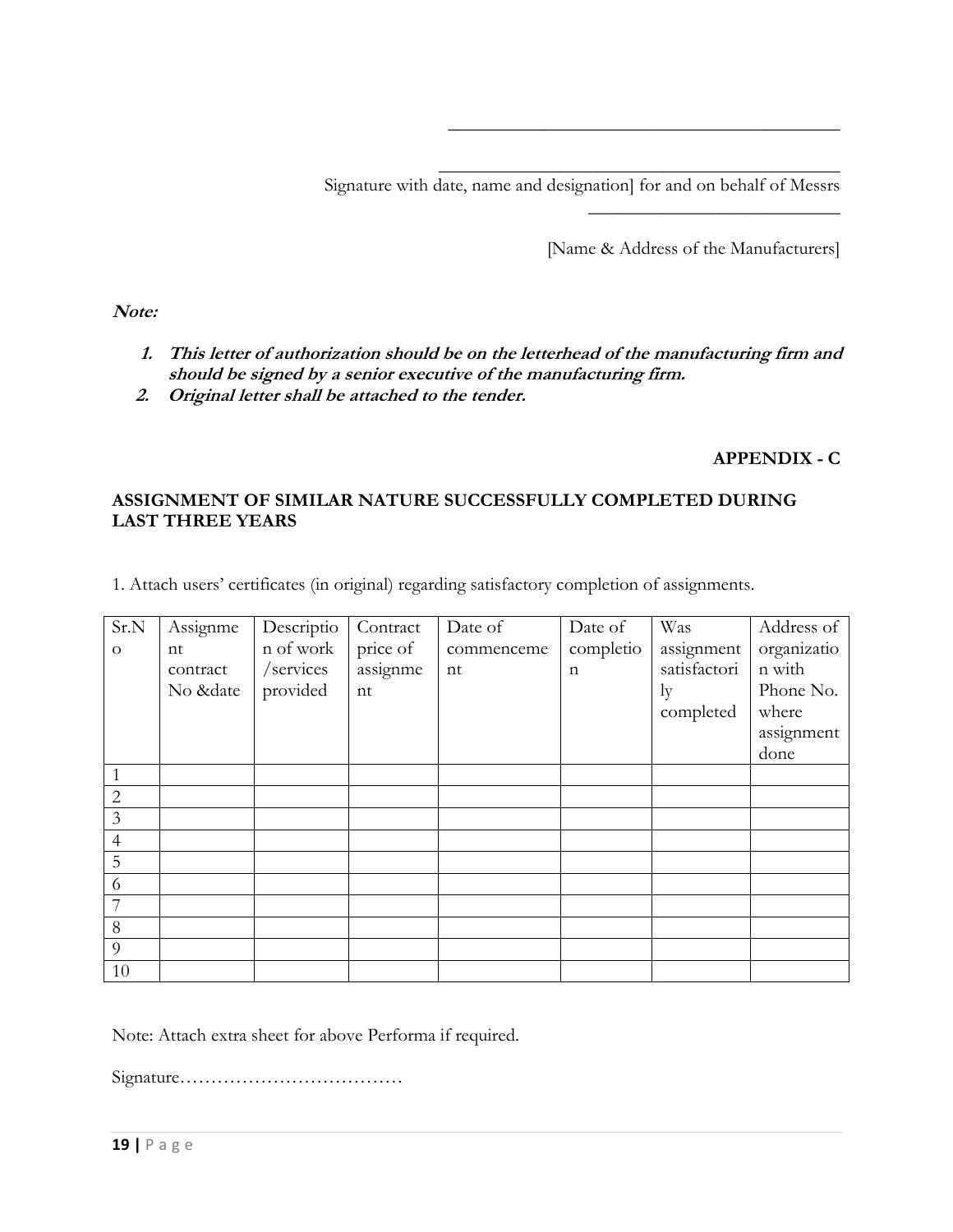\_\_\_\_\_\_\_\_\_\_\_\_\_\_\_\_\_\_\_\_\_\_\_\_\_\_\_\_\_\_\_\_\_\_\_\_\_\_\_\_

\_\_\_\_\_\_\_\_\_\_\_\_\_\_\_\_\_\_\_\_\_\_\_\_\_\_\_\_\_\_\_\_\_\_\_\_\_\_\_\_

Signature with date, name and designation] for and on behalf of Messrs \_\_\_\_\_\_\_\_\_\_\_\_\_\_\_\_\_\_\_\_\_\_\_\_\_

[Name & Address of the Manufacturers]

***Note:***

1. ***This letter of authorization should be on the letterhead of the manufacturing firm and should be signed by a senior executive of the manufacturing firm.***
2. ***Original letter shall be attached to the tender.***

**APPENDIX - C**

**ASSIGNMENT OF SIMILAR NATURE SUCCESSFULLY COMPLETED DURING LAST THREE YEARS**

1. Attach users' certificates (in original) regarding satisfactory completion of assignments.

| Sr.No | Assignment contract No &date | Description of work /services provided | Contract price of assignment | Date of commencement | Date of completion | Was assignment satisfactorily completed | Address of organization with Phone No. where assignment done |
|---|---|---|---|---|---|---|---|
| 1 | | | | | | | |
| 2 | | | | | | | |
| 3 | | | | | | | |
| 4 | | | | | | | |
| 5 | | | | | | | |
| 6 | | | | | | | |
| 7 | | | | | | | |
| 8 | | | | | | | |
| 9 | | | | | | | |
| 10 | | | | | | | |

Note: Attach extra sheet for above Performa if required.

Signature………………………………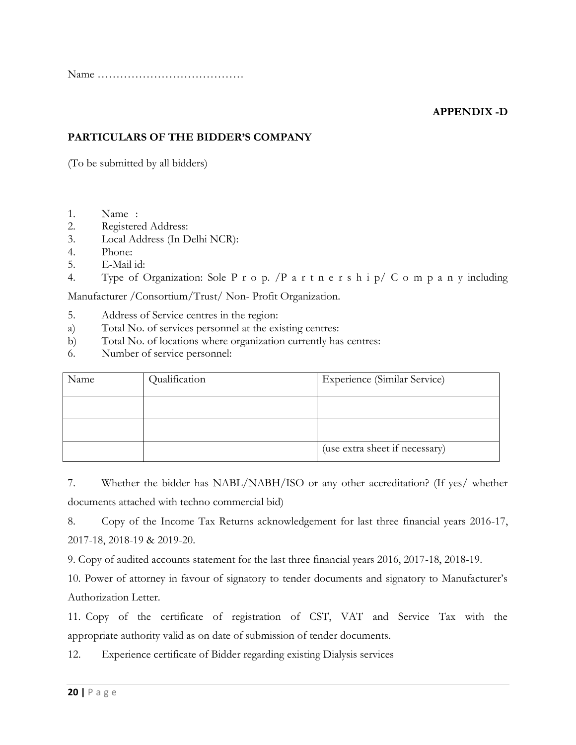Name …………………………………

**APPENDIX -D**

**PARTICULARS OF THE BIDDER'S COMPANY**

(To be submitted by all bidders)

1. Name :
2. Registered Address:
3. Local Address (In Delhi NCR):
4. Phone:
5. E-Mail id:
4. Type of Organization: Sole Prop. /Partnership/ Company including Manufacturer /Consortium/Trust/ Non- Profit Organization.
5. Address of Service centres in the region:

a) Total No. of services personnel at the existing centres:

b) Total No. of locations where organization currently has centres:

6. Number of service personnel:

| Name | Qualification | Experience (Similar Service) |
|---|---|---|
| | | |
| | | |
| | | (use extra sheet if necessary) |

7. Whether the bidder has NABL/NABH/ISO or any other accreditation? (If yes/ whether documents attached with techno commercial bid)

8. Copy of the Income Tax Returns acknowledgement for last three financial years 2016-17, 2017-18, 2018-19 & 2019-20.

9. Copy of audited accounts statement for the last three financial years 2016, 2017-18, 2018-19.

10. Power of attorney in favour of signatory to tender documents and signatory to Manufacturer's Authorization Letter.

11. Copy of the certificate of registration of CST, VAT and Service Tax with the appropriate authority valid as on date of submission of tender documents.

12. Experience certificate of Bidder regarding existing Dialysis services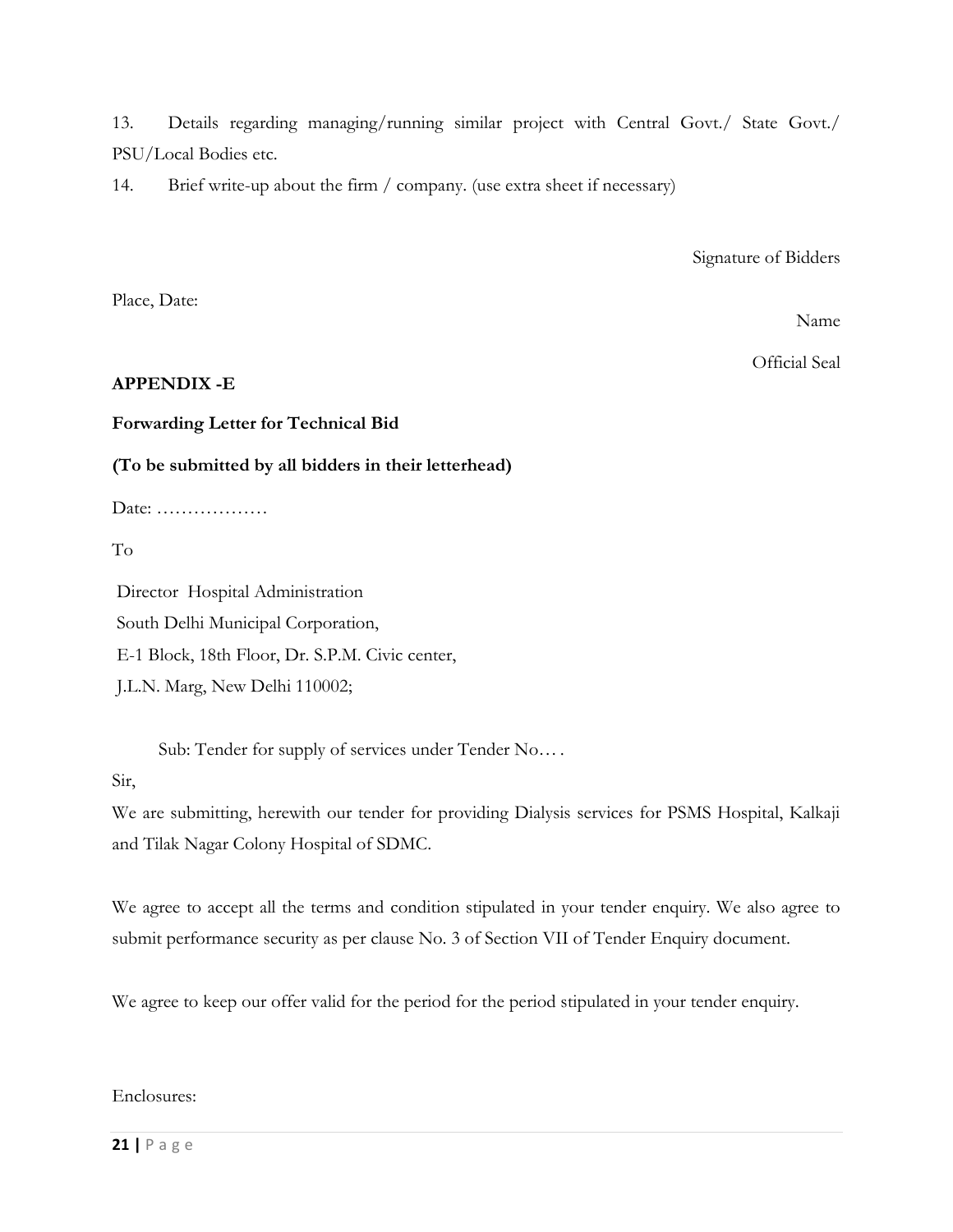13. Details regarding managing/running similar project with Central Govt./ State Govt./ PSU/Local Bodies etc.

14. Brief write-up about the firm / company. (use extra sheet if necessary)

Signature of Bidders

Place, Date:

Name

Official Seal

**APPENDIX -E**

**Forwarding Letter for Technical Bid**

**(To be submitted by all bidders in their letterhead)**

Date: ………………

To

Director Hospital Administration
South Delhi Municipal Corporation,
E-1 Block, 18th Floor, Dr. S.P.M. Civic center,
J.L.N. Marg, New Delhi 110002;

Sub: Tender for supply of services under Tender No… .

Sir,

We are submitting, herewith our tender for providing Dialysis services for PSMS Hospital, Kalkaji and Tilak Nagar Colony Hospital of SDMC.

We agree to accept all the terms and condition stipulated in your tender enquiry. We also agree to submit performance security as per clause No. 3 of Section VII of Tender Enquiry document.

We agree to keep our offer valid for the period for the period stipulated in your tender enquiry.

Enclosures: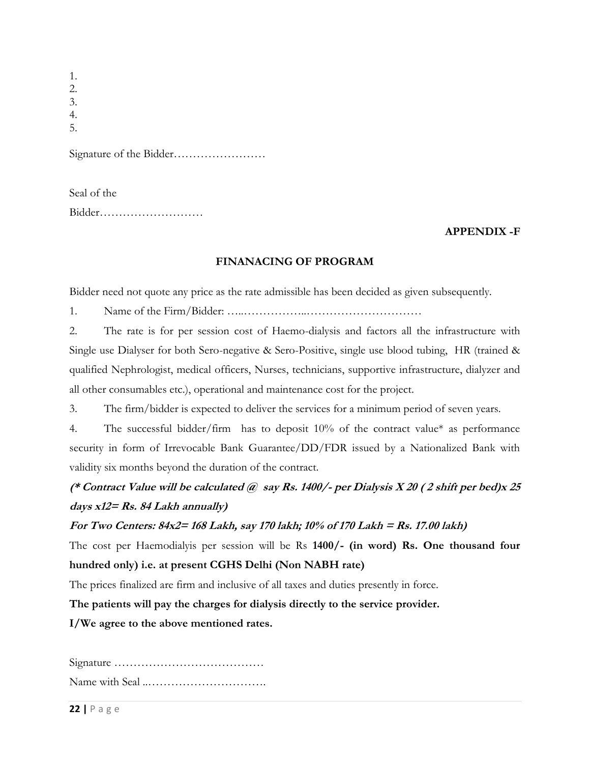1.
2.
3.
4.
5.

Signature of the Bidder……………………

Seal of the Bidder………………………

**APPENDIX -F**

**FINANACING OF PROGRAM**

Bidder need not quote any price as the rate admissible has been decided as given subsequently.

1. Name of the Firm/Bidder: …..……………..…………………………

2. The rate is for per session cost of Haemo-dialysis and factors all the infrastructure with Single use Dialyser for both Sero-negative & Sero-Positive, single use blood tubing, HR (trained & qualified Nephrologist, medical officers, Nurses, technicians, supportive infrastructure, dialyzer and all other consumables etc.), operational and maintenance cost for the project.

3. The firm/bidder is expected to deliver the services for a minimum period of seven years.

4. The successful bidder/firm has to deposit 10% of the contract value* as performance security in form of Irrevocable Bank Guarantee/DD/FDR issued by a Nationalized Bank with validity six months beyond the duration of the contract.

***(* Contract Value will be calculated @ say Rs. 1400/- per Dialysis X 20 ( 2 shift per bed)x 25 days x12= Rs. 84 Lakh annually)***

***For Two Centers: 84x2= 168 Lakh, say 170 lakh; 10% of 170 Lakh = Rs. 17.00 lakh)***

The cost per Haemodialyis per session will be Rs **1400/- (in word) Rs. One thousand four hundred only) i.e. at present CGHS Delhi (Non NABH rate)**

The prices finalized are firm and inclusive of all taxes and duties presently in force.

**The patients will pay the charges for dialysis directly to the service provider.**

**I/We agree to the above mentioned rates.**

Signature …………………………………

Name with Seal ..………………………….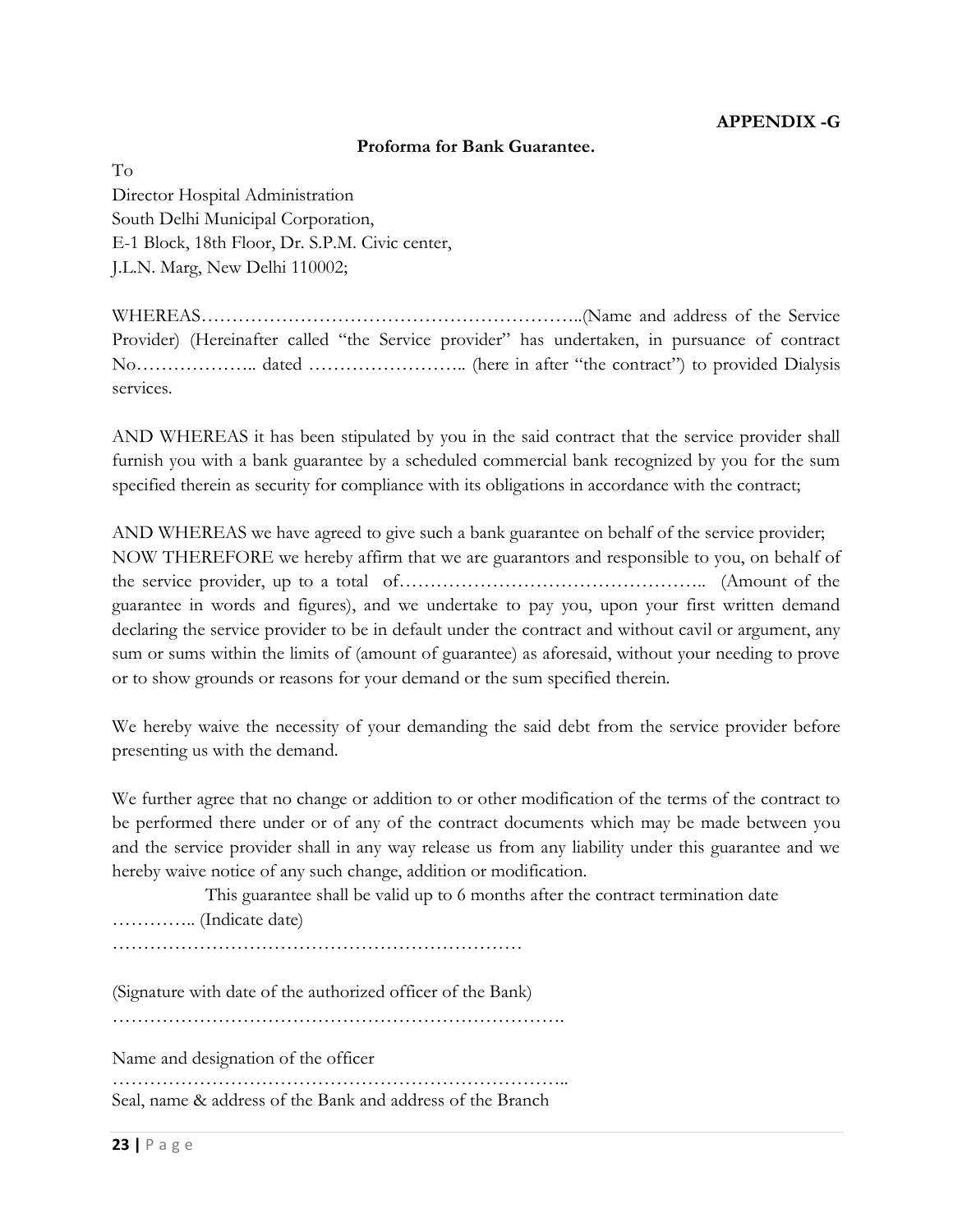**APPENDIX -G**

**Proforma for Bank Guarantee.**

To
Director Hospital Administration
South Delhi Municipal Corporation,
E-1 Block, 18th Floor, Dr. S.P.M. Civic center,
J.L.N. Marg, New Delhi 110002;

WHEREAS……………………………………………………..(Name and address of the Service Provider) (Hereinafter called "the Service provider" has undertaken, in pursuance of contract No……………….. dated …………………….. (here in after "the contract") to provided Dialysis services.

AND WHEREAS it has been stipulated by you in the said contract that the service provider shall furnish you with a bank guarantee by a scheduled commercial bank recognized by you for the sum specified therein as security for compliance with its obligations in accordance with the contract;

AND WHEREAS we have agreed to give such a bank guarantee on behalf of the service provider; NOW THEREFORE we hereby affirm that we are guarantors and responsible to you, on behalf of the service provider, up to a total of………………………………………….. (Amount of the guarantee in words and figures), and we undertake to pay you, upon your first written demand declaring the service provider to be in default under the contract and without cavil or argument, any sum or sums within the limits of (amount of guarantee) as aforesaid, without your needing to prove or to show grounds or reasons for your demand or the sum specified therein.

We hereby waive the necessity of your demanding the said debt from the service provider before presenting us with the demand.

We further agree that no change or addition to or other modification of the terms of the contract to be performed there under or of any of the contract documents which may be made between you and the service provider shall in any way release us from any liability under this guarantee and we hereby waive notice of any such change, addition or modification.

This guarantee shall be valid up to 6 months after the contract termination date ………….. (Indicate date)

…………………………………………………………

(Signature with date of the authorized officer of the Bank)

……………………………………………………………….

Name and designation of the officer

………………………………………………………………..

Seal, name & address of the Bank and address of the Branch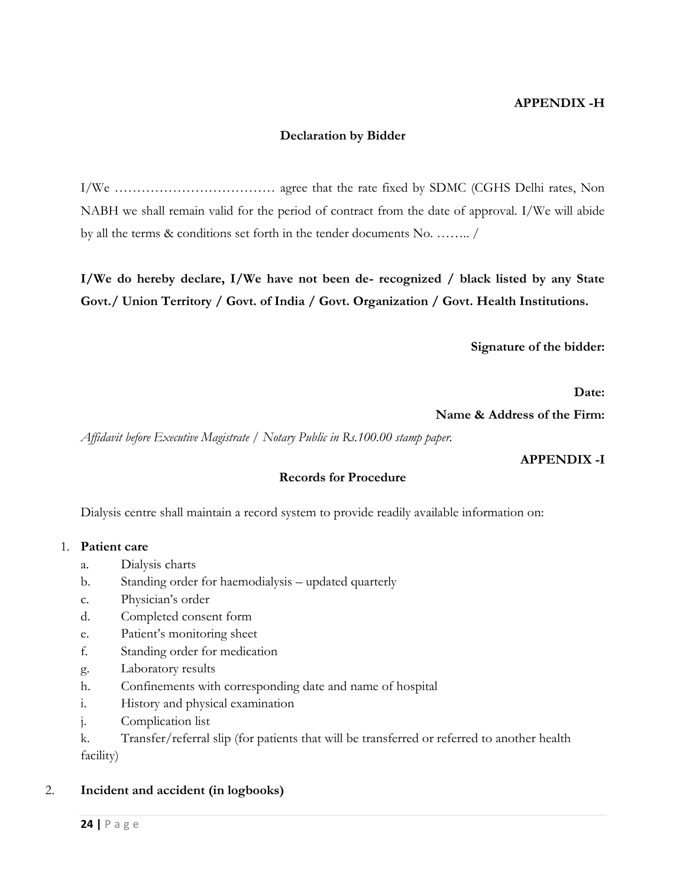**APPENDIX -H**

**Declaration by Bidder**

I/We ……………………………… agree that the rate fixed by SDMC (CGHS Delhi rates, Non NABH we shall remain valid for the period of contract from the date of approval. I/We will abide by all the terms & conditions set forth in the tender documents No. …….. /

**I/We do hereby declare, I/We have not been de- recognized / black listed by any State Govt./ Union Territory / Govt. of India / Govt. Organization / Govt. Health Institutions.**

**Signature of the bidder:**

**Date:**

**Name & Address of the Firm:**

*Affidavit before Executive Magistrate / Notary Public in Rs.100.00 stamp paper.*

**APPENDIX -I**

**Records for Procedure**

Dialysis centre shall maintain a record system to provide readily available information on:

1. **Patient care**
   - a. Dialysis charts
   - b. Standing order for haemodialysis – updated quarterly
   - c. Physician's order
   - d. Completed consent form
   - e. Patient's monitoring sheet
   - f. Standing order for medication
   - g. Laboratory results
   - h. Confinements with corresponding date and name of hospital
   - i. History and physical examination
   - j. Complication list
   - k. Transfer/referral slip (for patients that will be transferred or referred to another health facility)

2. **Incident and accident (in logbooks)**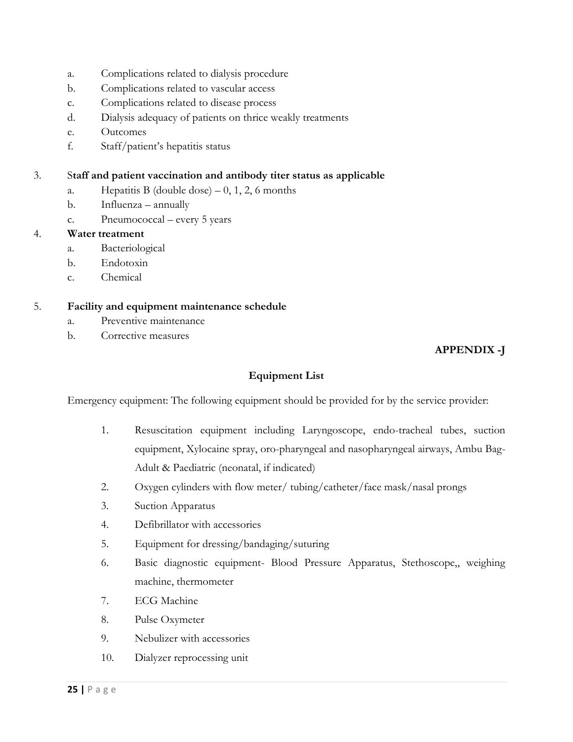a. Complications related to dialysis procedure
b. Complications related to vascular access
c. Complications related to disease process
d. Dialysis adequacy of patients on thrice weakly treatments
e. Outcomes
f. Staff/patient's hepatitis status

3. S**taff and patient vaccination and antibody titer status as applicable**
   a. Hepatitis B (double dose) – 0, 1, 2, 6 months
   b. Influenza – annually
   c. Pneumococcal – every 5 years

4. **Water treatment**
   a. Bacteriological
   b. Endotoxin
   c. Chemical

5. **Facility and equipment maintenance schedule**
   a. Preventive maintenance
   b. Corrective measures

**APPENDIX -J**

**Equipment List**

Emergency equipment: The following equipment should be provided for by the service provider:

1. Resuscitation equipment including Laryngoscope, endo-tracheal tubes, suction equipment, Xylocaine spray, oro-pharyngeal and nasopharyngeal airways, Ambu Bag-Adult & Paediatric (neonatal, if indicated)
2. Oxygen cylinders with flow meter/ tubing/catheter/face mask/nasal prongs
3. Suction Apparatus
4. Defibrillator with accessories
5. Equipment for dressing/bandaging/suturing
6. Basic diagnostic equipment- Blood Pressure Apparatus, Stethoscope,, weighing machine, thermometer
7. ECG Machine
8. Pulse Oxymeter
9. Nebulizer with accessories
10. Dialyzer reprocessing unit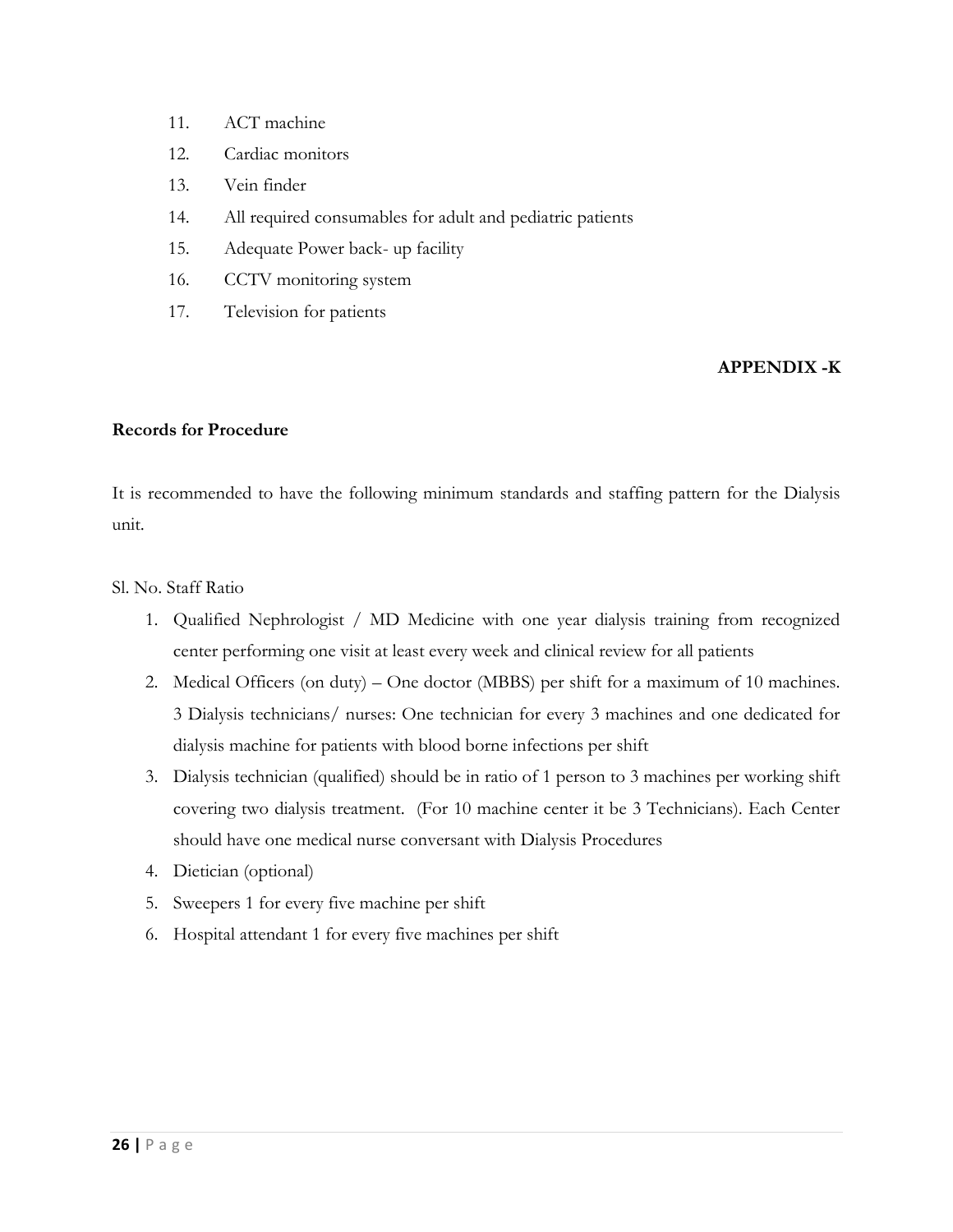11. ACT machine
12. Cardiac monitors
13. Vein finder
14. All required consumables for adult and pediatric patients
15. Adequate Power back- up facility
16. CCTV monitoring system
17. Television for patients

**APPENDIX -K**

**Records for Procedure**

It is recommended to have the following minimum standards and staffing pattern for the Dialysis unit.

Sl. No. Staff Ratio

1. Qualified Nephrologist / MD Medicine with one year dialysis training from recognized center performing one visit at least every week and clinical review for all patients
2. Medical Officers (on duty) – One doctor (MBBS) per shift for a maximum of 10 machines. 3 Dialysis technicians/ nurses: One technician for every 3 machines and one dedicated for dialysis machine for patients with blood borne infections per shift
3. Dialysis technician (qualified) should be in ratio of 1 person to 3 machines per working shift covering two dialysis treatment. (For 10 machine center it be 3 Technicians). Each Center should have one medical nurse conversant with Dialysis Procedures
4. Dietician (optional)
5. Sweepers 1 for every five machine per shift
6. Hospital attendant 1 for every five machines per shift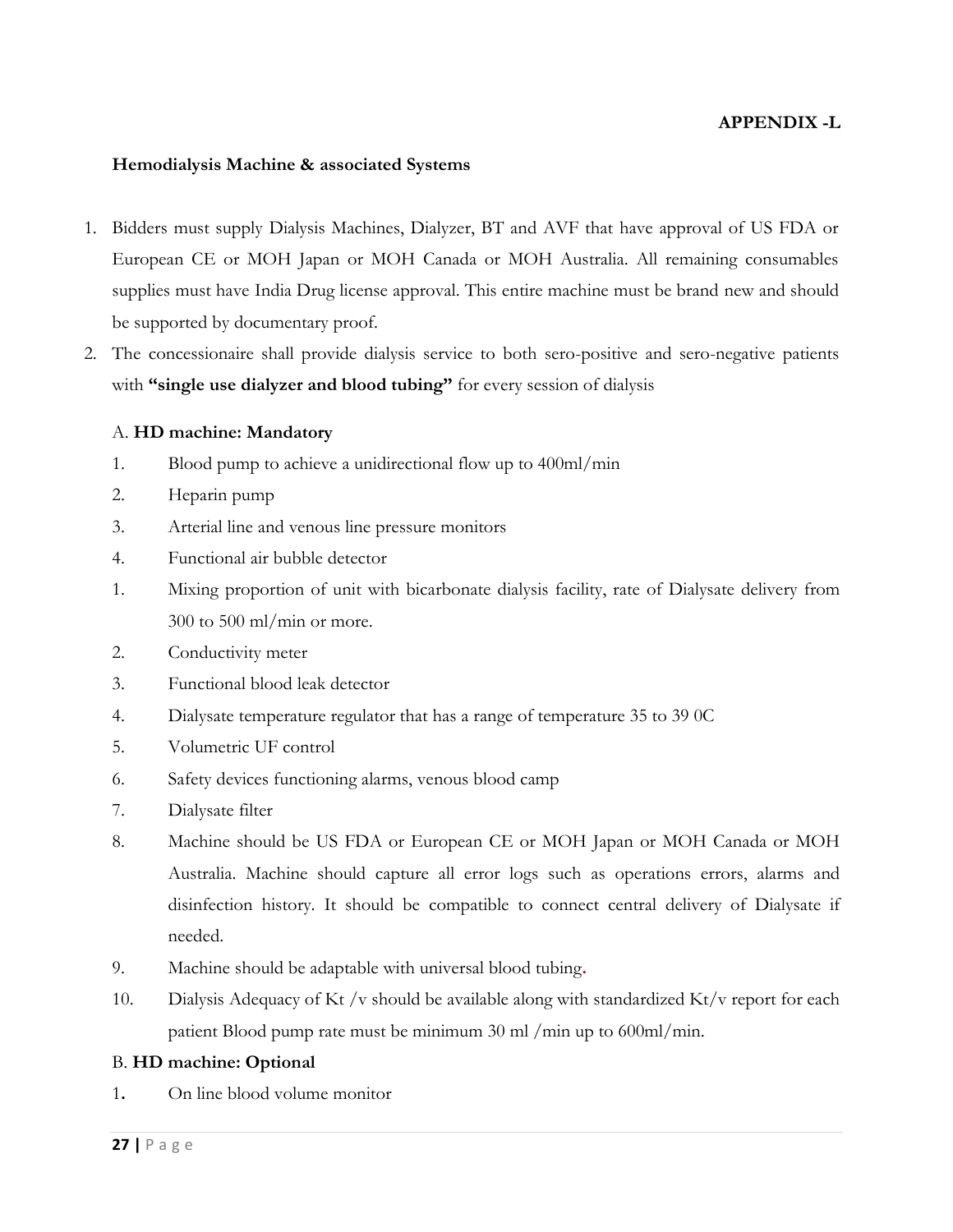**APPENDIX -L**

**Hemodialysis Machine & associated Systems**

1. Bidders must supply Dialysis Machines, Dialyzer, BT and AVF that have approval of US FDA or European CE or MOH Japan or MOH Canada or MOH Australia. All remaining consumables supplies must have India Drug license approval. This entire machine must be brand new and should be supported by documentary proof.
2. The concessionaire shall provide dialysis service to both sero-positive and sero-negative patients with **"single use dialyzer and blood tubing"** for every session of dialysis

A. **HD machine: Mandatory**

1. Blood pump to achieve a unidirectional flow up to 400ml/min
2. Heparin pump
3. Arterial line and venous line pressure monitors
4. Functional air bubble detector

1. Mixing proportion of unit with bicarbonate dialysis facility, rate of Dialysate delivery from 300 to 500 ml/min or more.
2. Conductivity meter
3. Functional blood leak detector
4. Dialysate temperature regulator that has a range of temperature 35 to 39 0C
5. Volumetric UF control
6. Safety devices functioning alarms, venous blood camp
7. Dialysate filter
8. Machine should be US FDA or European CE or MOH Japan or MOH Canada or MOH Australia. Machine should capture all error logs such as operations errors, alarms and disinfection history. It should be compatible to connect central delivery of Dialysate if needed.
9. Machine should be adaptable with universal blood tubing.
10. Dialysis Adequacy of Kt /v should be available along with standardized Kt/v report for each patient Blood pump rate must be minimum 30 ml /min up to 600ml/min.

B. **HD machine: Optional**

1. On line blood volume monitor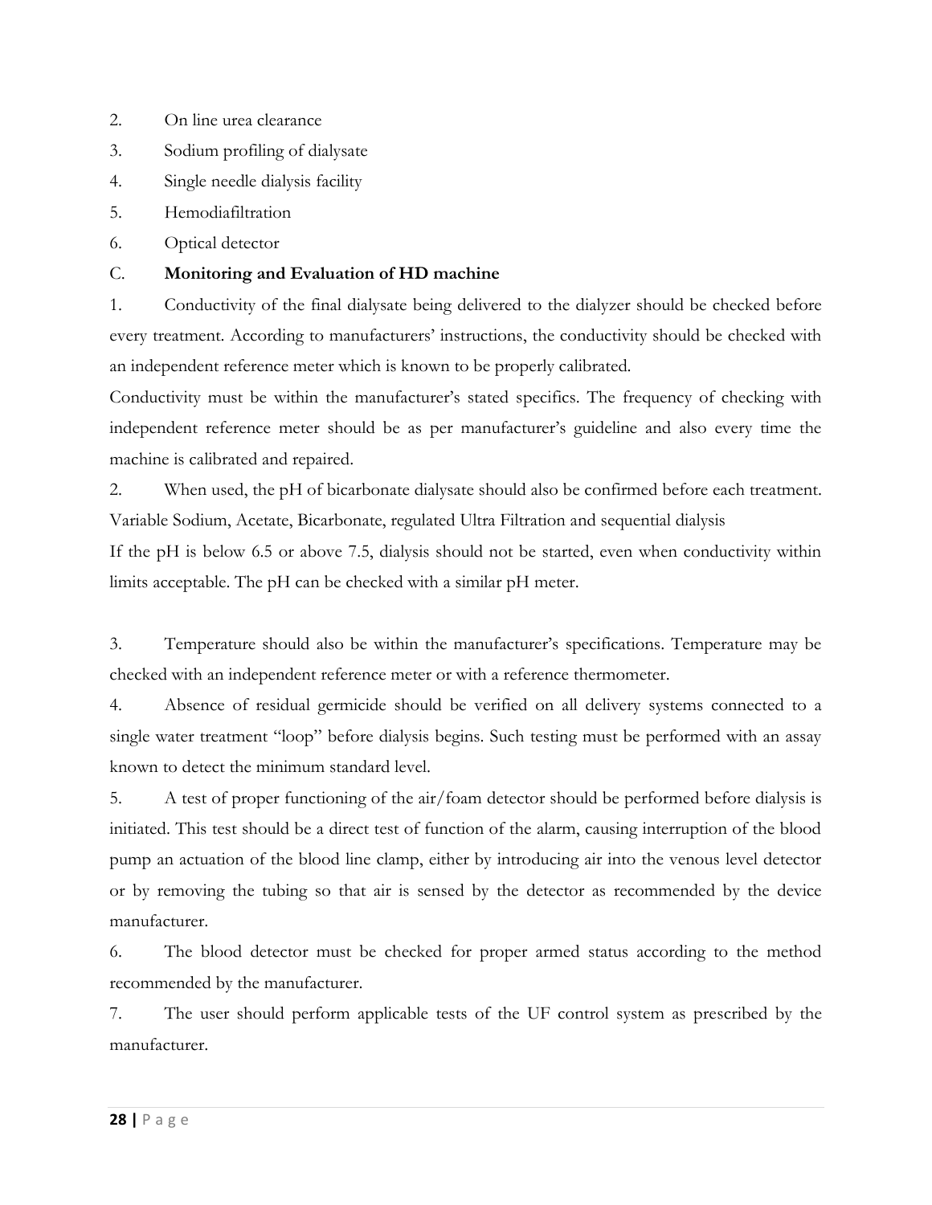2. On line urea clearance
3. Sodium profiling of dialysate
4. Single needle dialysis facility
5. Hemodiafiltration
6. Optical detector

C. **Monitoring and Evaluation of HD machine**

1. Conductivity of the final dialysate being delivered to the dialyzer should be checked before every treatment. According to manufacturers' instructions, the conductivity should be checked with an independent reference meter which is known to be properly calibrated.

Conductivity must be within the manufacturer's stated specifics. The frequency of checking with independent reference meter should be as per manufacturer's guideline and also every time the machine is calibrated and repaired.

2. When used, the pH of bicarbonate dialysate should also be confirmed before each treatment. Variable Sodium, Acetate, Bicarbonate, regulated Ultra Filtration and sequential dialysis

If the pH is below 6.5 or above 7.5, dialysis should not be started, even when conductivity within limits acceptable. The pH can be checked with a similar pH meter.

3. Temperature should also be within the manufacturer's specifications. Temperature may be checked with an independent reference meter or with a reference thermometer.

4. Absence of residual germicide should be verified on all delivery systems connected to a single water treatment "loop" before dialysis begins. Such testing must be performed with an assay known to detect the minimum standard level.

5. A test of proper functioning of the air/foam detector should be performed before dialysis is initiated. This test should be a direct test of function of the alarm, causing interruption of the blood pump an actuation of the blood line clamp, either by introducing air into the venous level detector or by removing the tubing so that air is sensed by the detector as recommended by the device manufacturer.

6. The blood detector must be checked for proper armed status according to the method recommended by the manufacturer.

7. The user should perform applicable tests of the UF control system as prescribed by the manufacturer.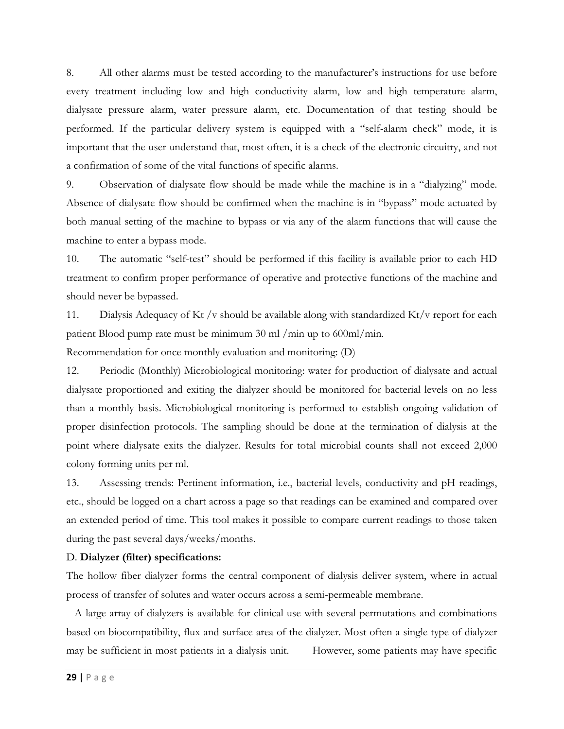8. All other alarms must be tested according to the manufacturer's instructions for use before every treatment including low and high conductivity alarm, low and high temperature alarm, dialysate pressure alarm, water pressure alarm, etc. Documentation of that testing should be performed. If the particular delivery system is equipped with a "self-alarm check" mode, it is important that the user understand that, most often, it is a check of the electronic circuitry, and not a confirmation of some of the vital functions of specific alarms.

9. Observation of dialysate flow should be made while the machine is in a "dialyzing" mode. Absence of dialysate flow should be confirmed when the machine is in "bypass" mode actuated by both manual setting of the machine to bypass or via any of the alarm functions that will cause the machine to enter a bypass mode.

10. The automatic "self-test" should be performed if this facility is available prior to each HD treatment to confirm proper performance of operative and protective functions of the machine and should never be bypassed.

11. Dialysis Adequacy of Kt /v should be available along with standardized Kt/v report for each patient Blood pump rate must be minimum 30 ml /min up to 600ml/min.

Recommendation for once monthly evaluation and monitoring: (D)

12. Periodic (Monthly) Microbiological monitoring: water for production of dialysate and actual dialysate proportioned and exiting the dialyzer should be monitored for bacterial levels on no less than a monthly basis. Microbiological monitoring is performed to establish ongoing validation of proper disinfection protocols. The sampling should be done at the termination of dialysis at the point where dialysate exits the dialyzer. Results for total microbial counts shall not exceed 2,000 colony forming units per ml.

13. Assessing trends: Pertinent information, i.e., bacterial levels, conductivity and pH readings, etc., should be logged on a chart across a page so that readings can be examined and compared over an extended period of time. This tool makes it possible to compare current readings to those taken during the past several days/weeks/months.

D. **Dialyzer (filter) specifications:**

The hollow fiber dialyzer forms the central component of dialysis deliver system, where in actual process of transfer of solutes and water occurs across a semi-permeable membrane.

A large array of dialyzers is available for clinical use with several permutations and combinations based on biocompatibility, flux and surface area of the dialyzer. Most often a single type of dialyzer may be sufficient in most patients in a dialysis unit. However, some patients may have specific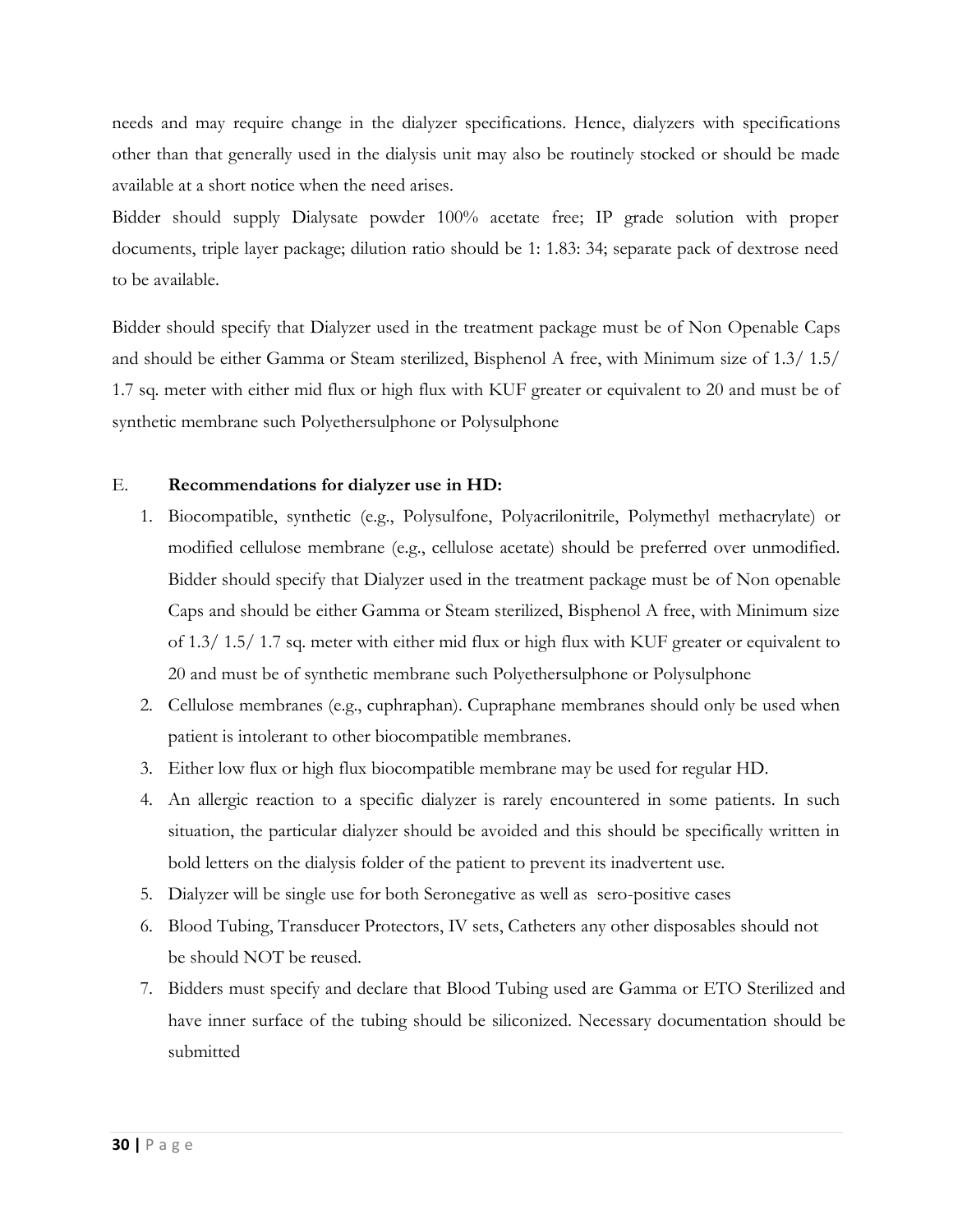needs and may require change in the dialyzer specifications. Hence, dialyzers with specifications other than that generally used in the dialysis unit may also be routinely stocked or should be made available at a short notice when the need arises.

Bidder should supply Dialysate powder 100% acetate free; IP grade solution with proper documents, triple layer package; dilution ratio should be 1: 1.83: 34; separate pack of dextrose need to be available.

Bidder should specify that Dialyzer used in the treatment package must be of Non Openable Caps and should be either Gamma or Steam sterilized, Bisphenol A free, with Minimum size of 1.3/ 1.5/ 1.7 sq. meter with either mid flux or high flux with KUF greater or equivalent to 20 and must be of synthetic membrane such Polyethersulphone or Polysulphone

E. **Recommendations for dialyzer use in HD:**

1. Biocompatible, synthetic (e.g., Polysulfone, Polyacrilonitrile, Polymethyl methacrylate) or modified cellulose membrane (e.g., cellulose acetate) should be preferred over unmodified. Bidder should specify that Dialyzer used in the treatment package must be of Non openable Caps and should be either Gamma or Steam sterilized, Bisphenol A free, with Minimum size of 1.3/ 1.5/ 1.7 sq. meter with either mid flux or high flux with KUF greater or equivalent to 20 and must be of synthetic membrane such Polyethersulphone or Polysulphone
2. Cellulose membranes (e.g., cuphraphan). Cupraphane membranes should only be used when patient is intolerant to other biocompatible membranes.
3. Either low flux or high flux biocompatible membrane may be used for regular HD.
4. An allergic reaction to a specific dialyzer is rarely encountered in some patients. In such situation, the particular dialyzer should be avoided and this should be specifically written in bold letters on the dialysis folder of the patient to prevent its inadvertent use.
5. Dialyzer will be single use for both Seronegative as well as sero-positive cases
6. Blood Tubing, Transducer Protectors, IV sets, Catheters any other disposables should not be should NOT be reused.
7. Bidders must specify and declare that Blood Tubing used are Gamma or ETO Sterilized and have inner surface of the tubing should be siliconized. Necessary documentation should be submitted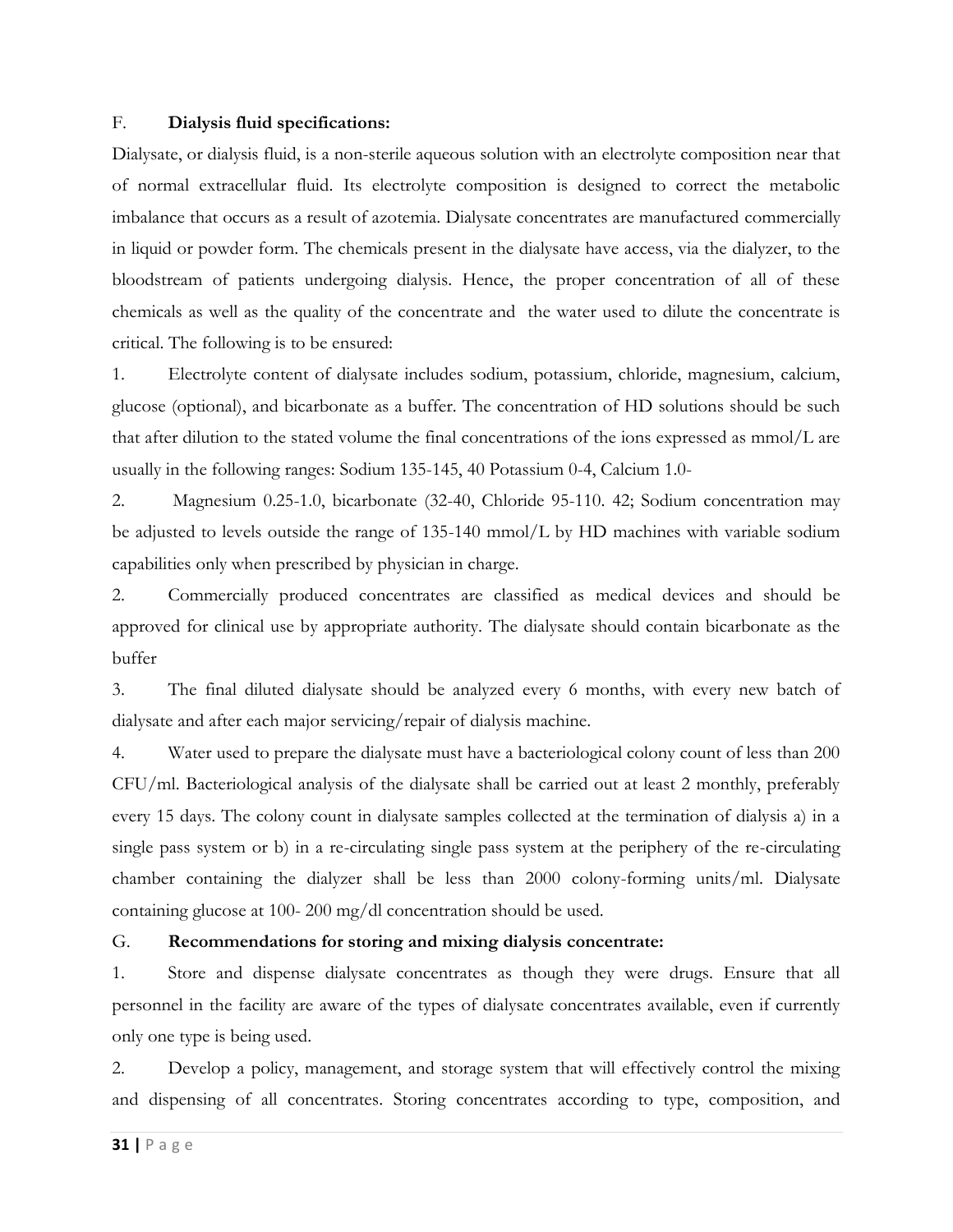F. **Dialysis fluid specifications:**

Dialysate, or dialysis fluid, is a non-sterile aqueous solution with an electrolyte composition near that of normal extracellular fluid. Its electrolyte composition is designed to correct the metabolic imbalance that occurs as a result of azotemia. Dialysate concentrates are manufactured commercially in liquid or powder form. The chemicals present in the dialysate have access, via the dialyzer, to the bloodstream of patients undergoing dialysis. Hence, the proper concentration of all of these chemicals as well as the quality of the concentrate and the water used to dilute the concentrate is critical. The following is to be ensured:

1. Electrolyte content of dialysate includes sodium, potassium, chloride, magnesium, calcium, glucose (optional), and bicarbonate as a buffer. The concentration of HD solutions should be such that after dilution to the stated volume the final concentrations of the ions expressed as mmol/L are usually in the following ranges: Sodium 135-145, 40 Potassium 0-4, Calcium 1.0-

2. Magnesium 0.25-1.0, bicarbonate (32-40, Chloride 95-110. 42; Sodium concentration may be adjusted to levels outside the range of 135-140 mmol/L by HD machines with variable sodium capabilities only when prescribed by physician in charge.

2. Commercially produced concentrates are classified as medical devices and should be approved for clinical use by appropriate authority. The dialysate should contain bicarbonate as the buffer

3. The final diluted dialysate should be analyzed every 6 months, with every new batch of dialysate and after each major servicing/repair of dialysis machine.

4. Water used to prepare the dialysate must have a bacteriological colony count of less than 200 CFU/ml. Bacteriological analysis of the dialysate shall be carried out at least 2 monthly, preferably every 15 days. The colony count in dialysate samples collected at the termination of dialysis a) in a single pass system or b) in a re-circulating single pass system at the periphery of the re-circulating chamber containing the dialyzer shall be less than 2000 colony-forming units/ml. Dialysate containing glucose at 100- 200 mg/dl concentration should be used.

G. **Recommendations for storing and mixing dialysis concentrate:**

1. Store and dispense dialysate concentrates as though they were drugs. Ensure that all personnel in the facility are aware of the types of dialysate concentrates available, even if currently only one type is being used.

2. Develop a policy, management, and storage system that will effectively control the mixing and dispensing of all concentrates. Storing concentrates according to type, composition, and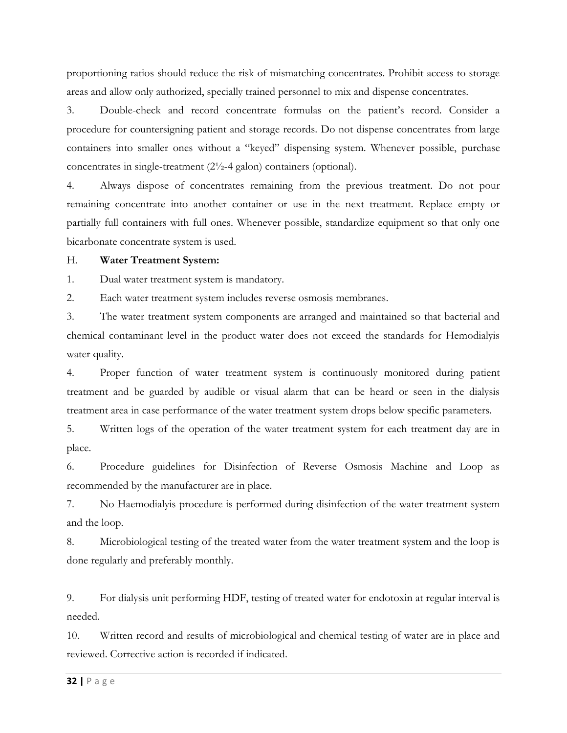proportioning ratios should reduce the risk of mismatching concentrates. Prohibit access to storage areas and allow only authorized, specially trained personnel to mix and dispense concentrates.

3. Double-check and record concentrate formulas on the patient's record. Consider a procedure for countersigning patient and storage records. Do not dispense concentrates from large containers into smaller ones without a "keyed" dispensing system. Whenever possible, purchase concentrates in single-treatment (2½-4 galon) containers (optional).

4. Always dispose of concentrates remaining from the previous treatment. Do not pour remaining concentrate into another container or use in the next treatment. Replace empty or partially full containers with full ones. Whenever possible, standardize equipment so that only one bicarbonate concentrate system is used.

H. **Water Treatment System:**

1. Dual water treatment system is mandatory.

2. Each water treatment system includes reverse osmosis membranes.

3. The water treatment system components are arranged and maintained so that bacterial and chemical contaminant level in the product water does not exceed the standards for Hemodialyis water quality.

4. Proper function of water treatment system is continuously monitored during patient treatment and be guarded by audible or visual alarm that can be heard or seen in the dialysis treatment area in case performance of the water treatment system drops below specific parameters.

5. Written logs of the operation of the water treatment system for each treatment day are in place.

6. Procedure guidelines for Disinfection of Reverse Osmosis Machine and Loop as recommended by the manufacturer are in place.

7. No Haemodialyis procedure is performed during disinfection of the water treatment system and the loop.

8. Microbiological testing of the treated water from the water treatment system and the loop is done regularly and preferably monthly.

9. For dialysis unit performing HDF, testing of treated water for endotoxin at regular interval is needed.

10. Written record and results of microbiological and chemical testing of water are in place and reviewed. Corrective action is recorded if indicated.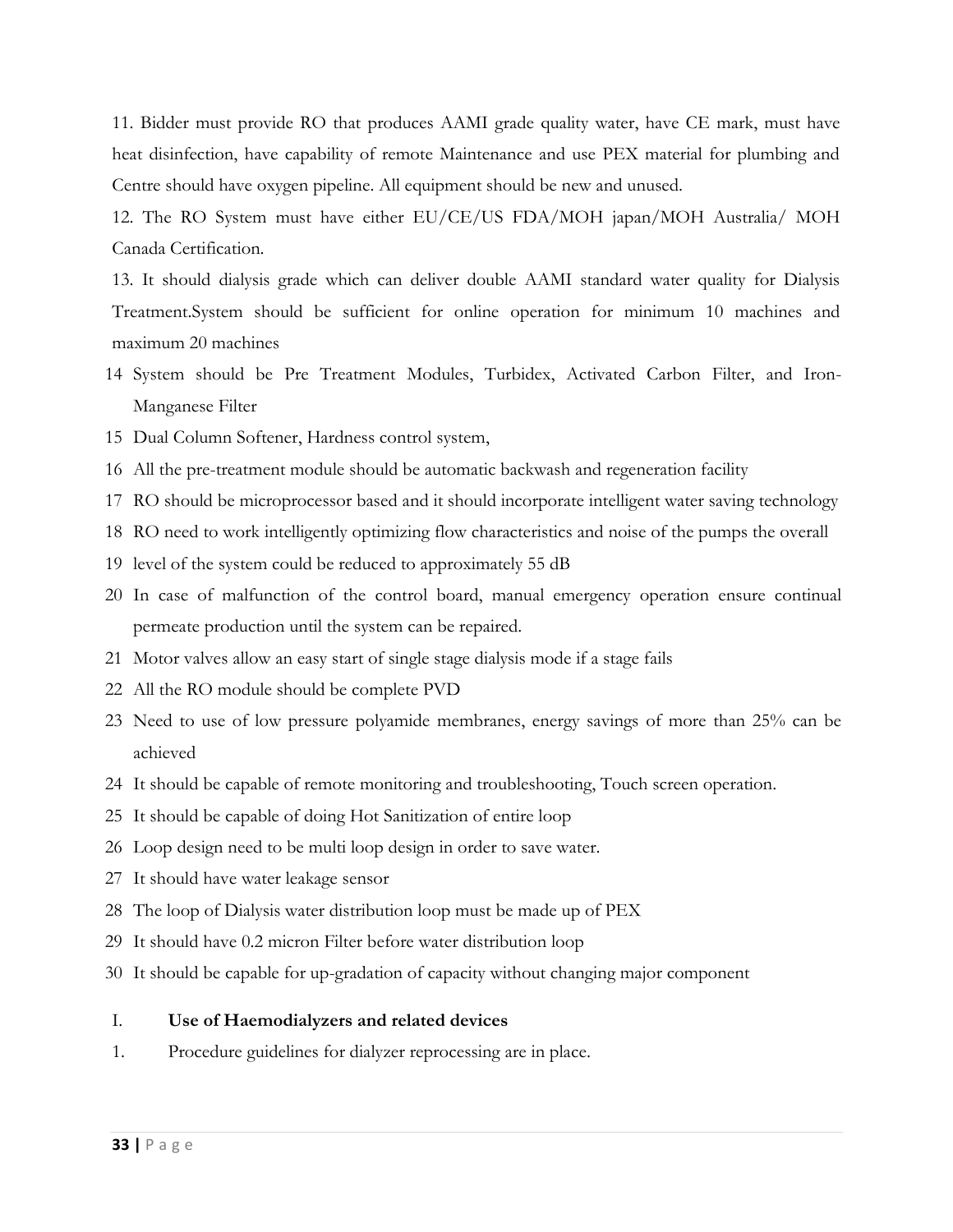11. Bidder must provide RO that produces AAMI grade quality water, have CE mark, must have heat disinfection, have capability of remote Maintenance and use PEX material for plumbing and Centre should have oxygen pipeline. All equipment should be new and unused.

12. The RO System must have either EU/CE/US FDA/MOH japan/MOH Australia/ MOH Canada Certification.

13. It should dialysis grade which can deliver double AAMI standard water quality for Dialysis Treatment.System should be sufficient for online operation for minimum 10 machines and maximum 20 machines

14 System should be Pre Treatment Modules, Turbidex, Activated Carbon Filter, and Iron-Manganese Filter

15 Dual Column Softener, Hardness control system,

16 All the pre-treatment module should be automatic backwash and regeneration facility

17 RO should be microprocessor based and it should incorporate intelligent water saving technology

18 RO need to work intelligently optimizing flow characteristics and noise of the pumps the overall

19 level of the system could be reduced to approximately 55 dB

20 In case of malfunction of the control board, manual emergency operation ensure continual permeate production until the system can be repaired.

21 Motor valves allow an easy start of single stage dialysis mode if a stage fails

22 All the RO module should be complete PVD

23 Need to use of low pressure polyamide membranes, energy savings of more than 25% can be achieved

24 It should be capable of remote monitoring and troubleshooting, Touch screen operation.

25 It should be capable of doing Hot Sanitization of entire loop

26 Loop design need to be multi loop design in order to save water.

27 It should have water leakage sensor

28 The loop of Dialysis water distribution loop must be made up of PEX

29 It should have 0.2 micron Filter before water distribution loop

30 It should be capable for up-gradation of capacity without changing major component

I. **Use of Haemodialyzers and related devices**

1. Procedure guidelines for dialyzer reprocessing are in place.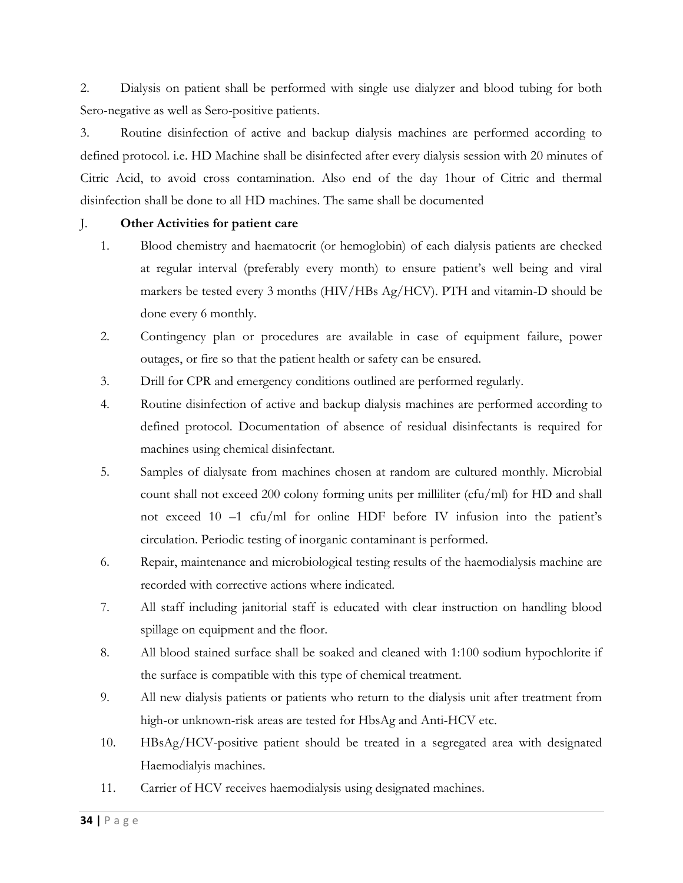2. Dialysis on patient shall be performed with single use dialyzer and blood tubing for both Sero-negative as well as Sero-positive patients.

3. Routine disinfection of active and backup dialysis machines are performed according to defined protocol. i.e. HD Machine shall be disinfected after every dialysis session with 20 minutes of Citric Acid, to avoid cross contamination. Also end of the day 1hour of Citric and thermal disinfection shall be done to all HD machines. The same shall be documented

J. **Other Activities for patient care**

1. Blood chemistry and haematocrit (or hemoglobin) of each dialysis patients are checked at regular interval (preferably every month) to ensure patient's well being and viral markers be tested every 3 months (HIV/HBs Ag/HCV). PTH and vitamin-D should be done every 6 monthly.
2. Contingency plan or procedures are available in case of equipment failure, power outages, or fire so that the patient health or safety can be ensured.
3. Drill for CPR and emergency conditions outlined are performed regularly.
4. Routine disinfection of active and backup dialysis machines are performed according to defined protocol. Documentation of absence of residual disinfectants is required for machines using chemical disinfectant.
5. Samples of dialysate from machines chosen at random are cultured monthly. Microbial count shall not exceed 200 colony forming units per milliliter (cfu/ml) for HD and shall not exceed $10^{-1}$ cfu/ml for online HDF before IV infusion into the patient's circulation. Periodic testing of inorganic contaminant is performed.
6. Repair, maintenance and microbiological testing results of the haemodialysis machine are recorded with corrective actions where indicated.
7. All staff including janitorial staff is educated with clear instruction on handling blood spillage on equipment and the floor.
8. All blood stained surface shall be soaked and cleaned with 1:100 sodium hypochlorite if the surface is compatible with this type of chemical treatment.
9. All new dialysis patients or patients who return to the dialysis unit after treatment from high-or unknown-risk areas are tested for HbsAg and Anti-HCV etc.
10. HBsAg/HCV-positive patient should be treated in a segregated area with designated Haemodialyis machines.
11. Carrier of HCV receives haemodialysis using designated machines.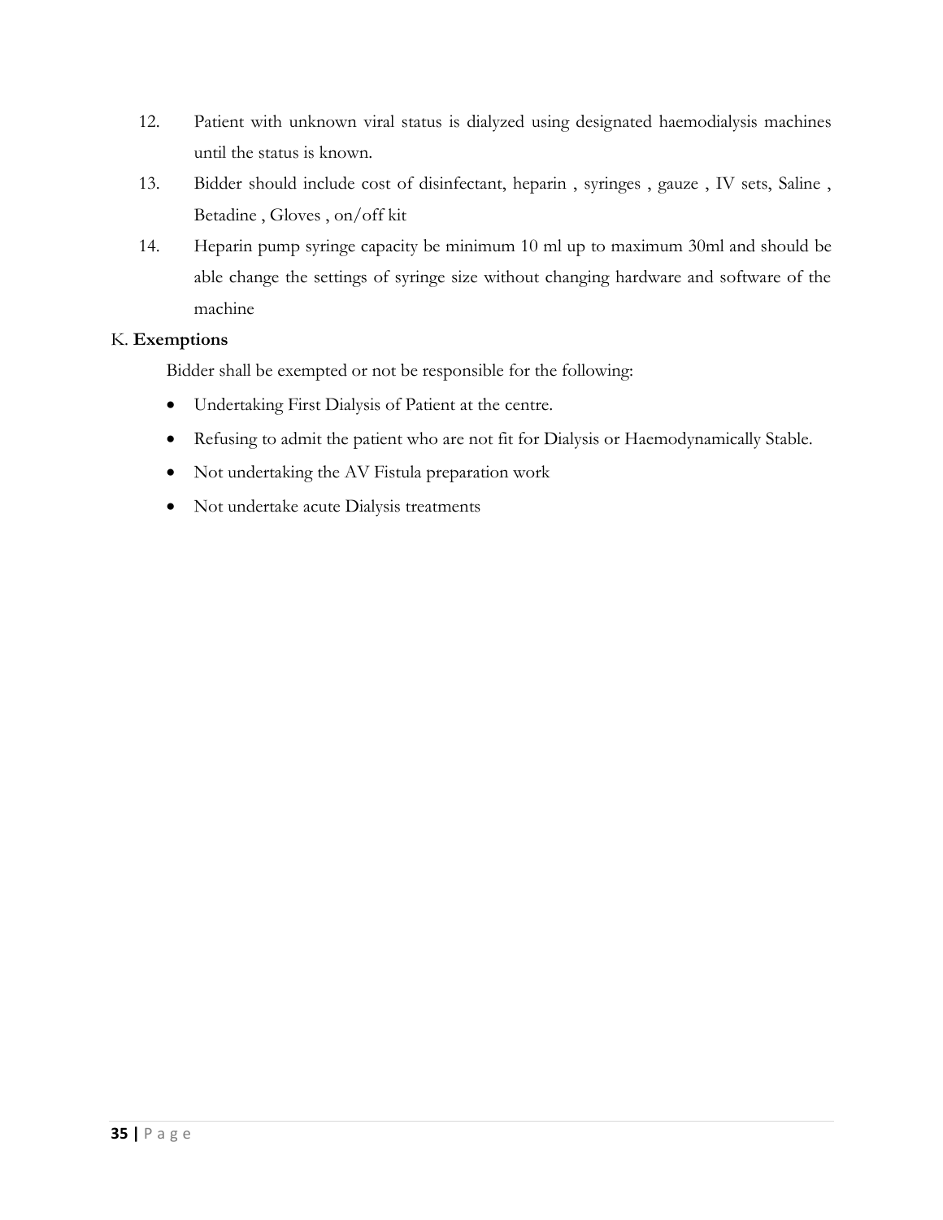12. Patient with unknown viral status is dialyzed using designated haemodialysis machines until the status is known.
13. Bidder should include cost of disinfectant, heparin , syringes , gauze , IV sets, Saline , Betadine , Gloves , on/off kit
14. Heparin pump syringe capacity be minimum 10 ml up to maximum 30ml and should be able change the settings of syringe size without changing hardware and software of the machine

K. **Exemptions**

Bidder shall be exempted or not be responsible for the following:

- Undertaking First Dialysis of Patient at the centre.
- Refusing to admit the patient who are not fit for Dialysis or Haemodynamically Stable.
- Not undertaking the AV Fistula preparation work
- Not undertake acute Dialysis treatments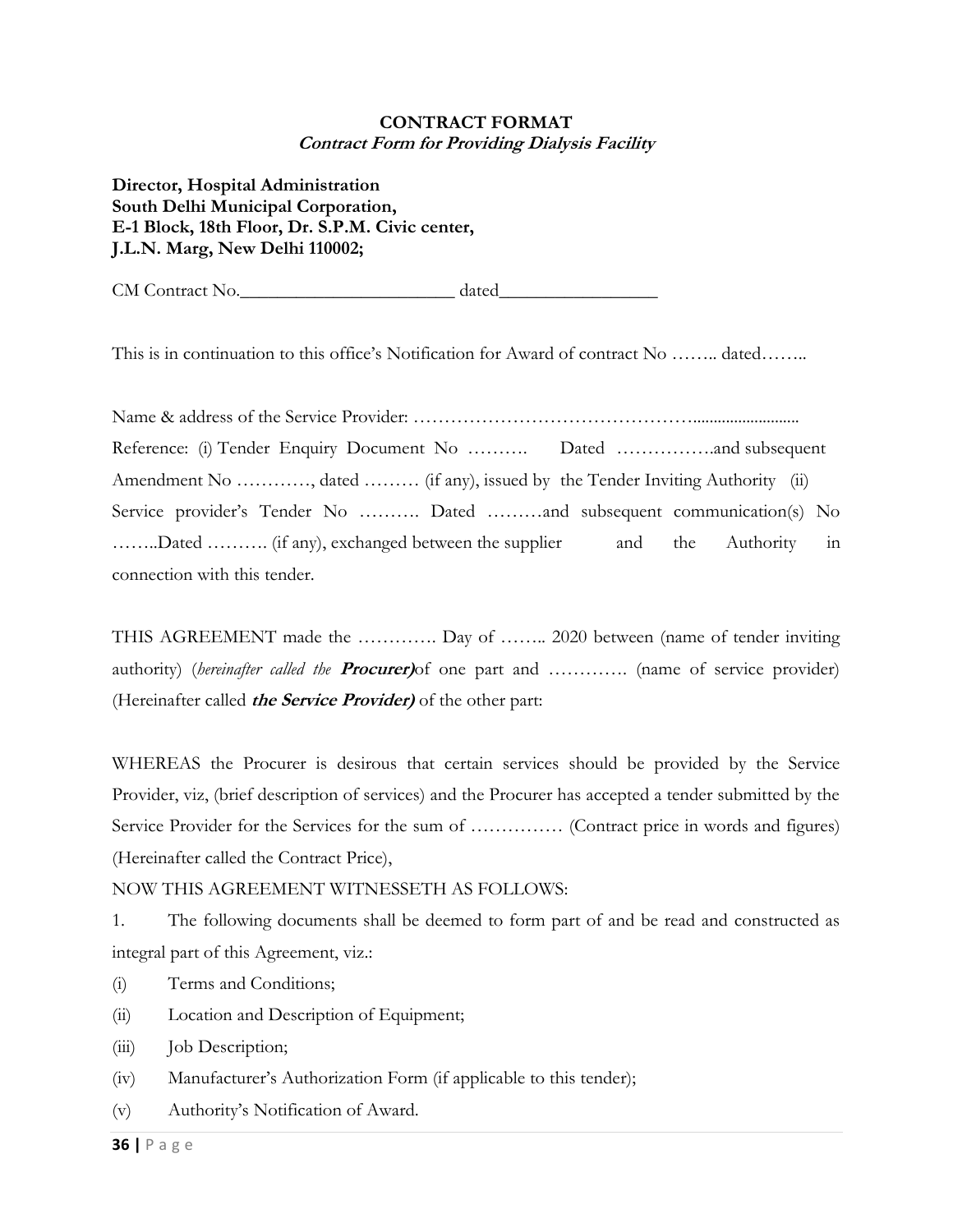**CONTRACT FORMAT**

***Contract Form for Providing Dialysis Facility***

**Director, Hospital Administration**
**South Delhi Municipal Corporation,**
**E-1 Block, 18th Floor, Dr. S.P.M. Civic center,**
**J.L.N. Marg, New Delhi 110002;**

CM Contract No.________________________ dated__________________

This is in continuation to this office's Notification for Award of contract No …….. dated……..

Name & address of the Service Provider: ……………………………………..........................

Reference: (i) Tender Enquiry Document No ………. Dated …………….and subsequent Amendment No …………, dated ……… (if any), issued by the Tender Inviting Authority (ii) Service provider's Tender No ………. Dated ………and subsequent communication(s) No ……..Dated ………. (if any), exchanged between the supplier and the Authority in connection with this tender.

THIS AGREEMENT made the …………. Day of …….. 2020 between (name of tender inviting authority) (*hereinafter called the* ***Procurer)***of one part and …………. (name of service provider) (Hereinafter called ***the Service Provider)*** of the other part:

WHEREAS the Procurer is desirous that certain services should be provided by the Service Provider, viz, (brief description of services) and the Procurer has accepted a tender submitted by the Service Provider for the Services for the sum of …………… (Contract price in words and figures) (Hereinafter called the Contract Price),

NOW THIS AGREEMENT WITNESSETH AS FOLLOWS:

1. The following documents shall be deemed to form part of and be read and constructed as integral part of this Agreement, viz.:

(i) Terms and Conditions;

(ii) Location and Description of Equipment;

(iii) Job Description;

(iv) Manufacturer's Authorization Form (if applicable to this tender);

(v) Authority's Notification of Award.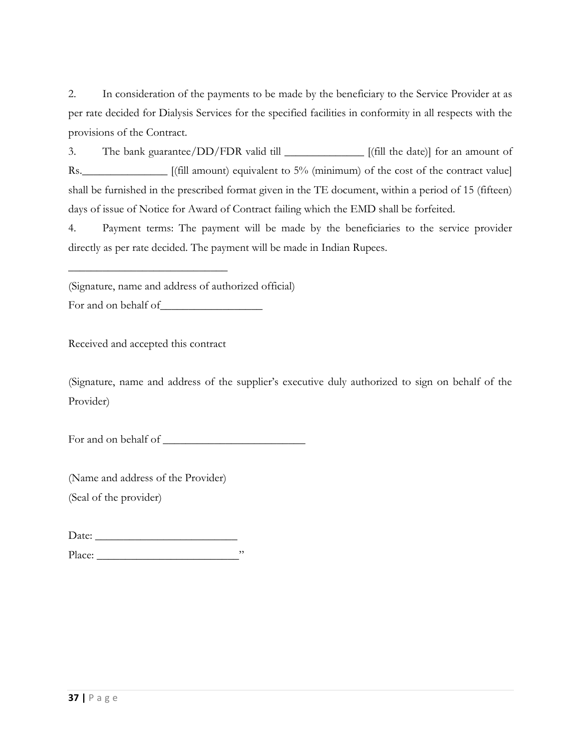2. In consideration of the payments to be made by the beneficiary to the Service Provider at as per rate decided for Dialysis Services for the specified facilities in conformity in all respects with the provisions of the Contract.

3. The bank guarantee/DD/FDR valid till _____________ [(fill the date)] for an amount of Rs._______________ [(fill amount) equivalent to 5% (minimum) of the cost of the contract value] shall be furnished in the prescribed format given in the TE document, within a period of 15 (fifteen) days of issue of Notice for Award of Contract failing which the EMD shall be forfeited.

4. Payment terms: The payment will be made by the beneficiaries to the service provider directly as per rate decided. The payment will be made in Indian Rupees.

____________________________

(Signature, name and address of authorized official)

For and on behalf of_________________

Received and accepted this contract

(Signature, name and address of the supplier's executive duly authorized to sign on behalf of the Provider)

For and on behalf of ________________________

(Name and address of the Provider)

(Seal of the provider)

Date: ________________________

Place: ________________________"